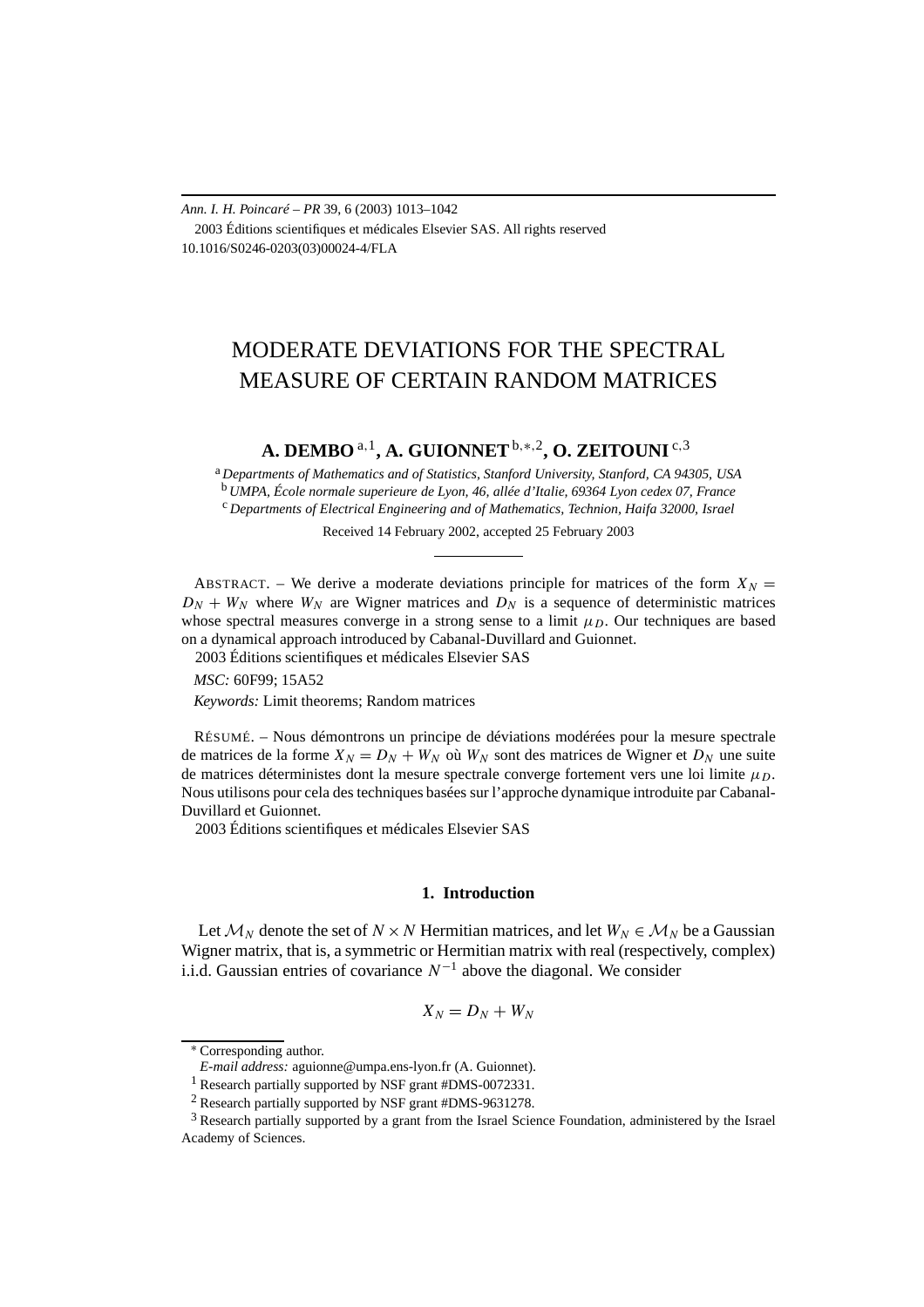# MODERATE DEVIATIONS FOR THE SPECTRAL MEASURE OF CERTAIN RANDOM MATRICES

**A. DEMBO** [a,1], **A. GUIONNET** [b,*,2], **O. ZEITOUNI** [c,3]

[a] *Departments of Mathematics and of Statistics, Stanford University, Stanford, CA 94305, USA*
[b] *UMPA, École normale superieure de Lyon, 46, allée d'Italie, 69364 Lyon cedex 07, France*
[c] *Departments of Electrical Engineering and of Mathematics, Technion, Haifa 32000, Israel*

Received 14 February 2002, accepted 25 February 2003

ABSTRACT. – We derive a moderate deviations principle for matrices of the form $X_N = D_N + W_N$ where $W_N$ are Wigner matrices and $D_N$ is a sequence of deterministic matrices whose spectral measures converge in a strong sense to a limit $\mu_D$. Our techniques are based on a dynamical approach introduced by Cabanal-Duvillard and Guionnet.

2003 Éditions scientifiques et médicales Elsevier SAS

*MSC:* 60F99; 15A52

*Keywords:* Limit theorems; Random matrices

RÉSUMÉ. – Nous démontrons un principe de déviations modérées pour la mesure spectrale de matrices de la forme $X_N = D_N + W_N$ où $W_N$ sont des matrices de Wigner et $D_N$ une suite de matrices déterministes dont la mesure spectrale converge fortement vers une loi limite $\mu_D$. Nous utilisons pour cela des techniques basées sur l'approche dynamique introduite par Cabanal-Duvillard et Guionnet.

2003 Éditions scientifiques et médicales Elsevier SAS

## 1. Introduction

Let $\mathcal{M}_N$ denote the set of $N \times N$ Hermitian matrices, and let $W_N \in \mathcal{M}_N$ be a Gaussian Wigner matrix, that is, a symmetric or Hermitian matrix with real (respectively, complex) i.i.d. Gaussian entries of covariance $N^{-1}$ above the diagonal. We consider

$$X_N = D_N + W_N$$

---

* Corresponding author.
*E-mail address:* aguionne@umpa.ens-lyon.fr (A. Guionnet).
[1] Research partially supported by NSF grant #DMS-0072331.
[2] Research partially supported by NSF grant #DMS-9631278.
[3] Research partially supported by a grant from the Israel Science Foundation, administered by the Israel Academy of Sciences.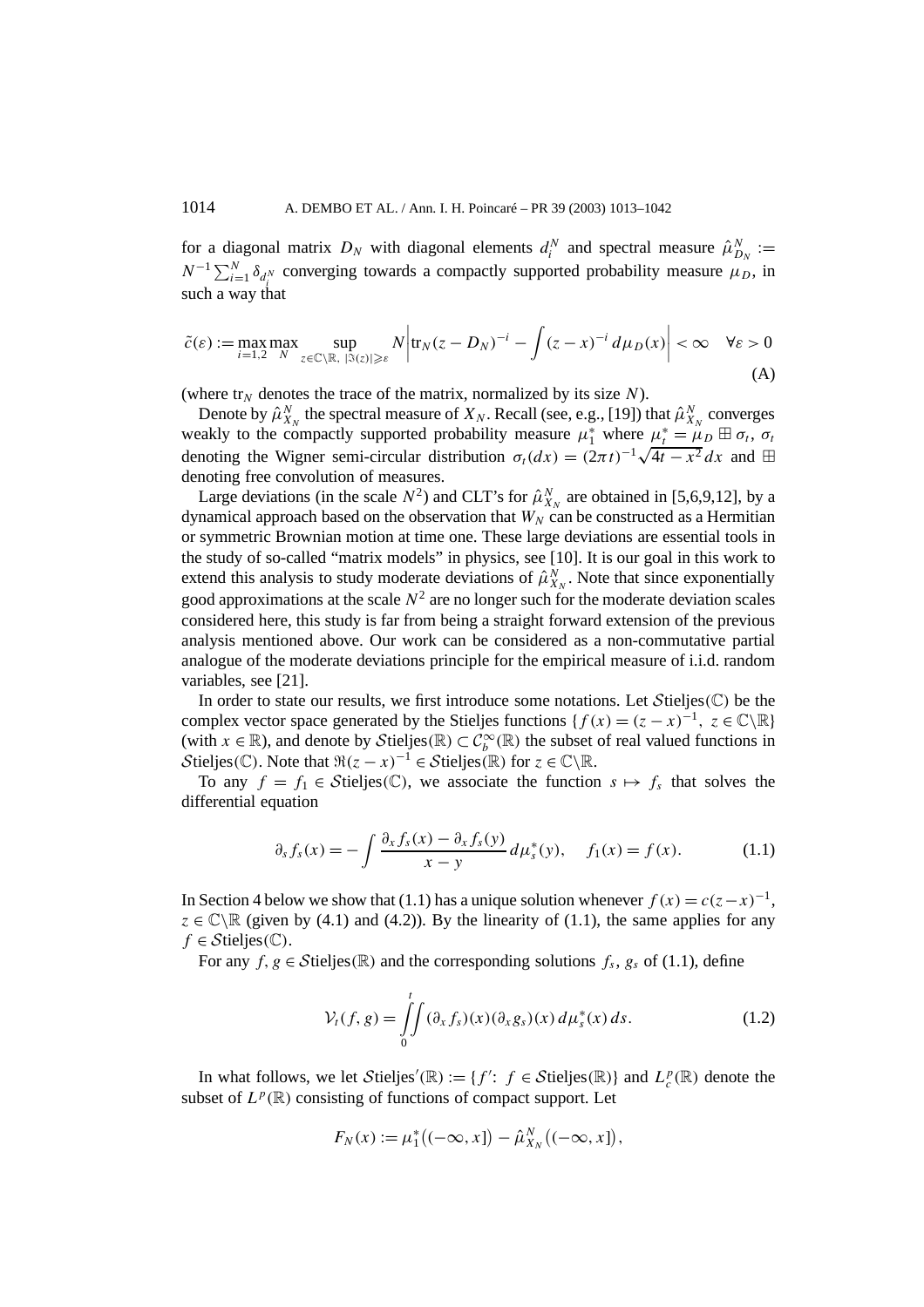for a diagonal matrix $D_N$ with diagonal elements $d_i^N$ and spectral measure $\hat{\mu}_{D_N}^N := N^{-1}\sum_{i=1}^N \delta_{d_i^N}$ converging towards a compactly supported probability measure $\mu_D$, in such a way that

$$\tilde{c}(\varepsilon) := \max_{i=1,2} \max_N \sup_{z\in\mathbb{C}\backslash\mathbb{R},\, |\Im(z)|\geqslant\varepsilon} N\left|\mathrm{tr}_N(z-D_N)^{-i} - \int (z-x)^{-i}\, d\mu_D(x)\right| < \infty \quad \forall\varepsilon > 0 \tag{A}$$

(where $\mathrm{tr}_N$ denotes the trace of the matrix, normalized by its size $N$).

Denote by $\hat{\mu}_{X_N}^N$ the spectral measure of $X_N$. Recall (see, e.g., [19]) that $\hat{\mu}_{X_N}^N$ converges weakly to the compactly supported probability measure $\mu_1^*$ where $\mu_t^* = \mu_D \boxplus \sigma_t$, $\sigma_t$ denoting the Wigner semi-circular distribution $\sigma_t(dx) = (2\pi t)^{-1}\sqrt{4t - x^2}\, dx$ and $\boxplus$ denoting free convolution of measures.

Large deviations (in the scale $N^2$) and CLT's for $\hat{\mu}_{X_N}^N$ are obtained in [5,6,9,12], by a dynamical approach based on the observation that $W_N$ can be constructed as a Hermitian or symmetric Brownian motion at time one. These large deviations are essential tools in the study of so-called "matrix models" in physics, see [10]. It is our goal in this work to extend this analysis to study moderate deviations of $\hat{\mu}_{X_N}^N$. Note that since exponentially good approximations at the scale $N^2$ are no longer such for the moderate deviation scales considered here, this study is far from being a straight forward extension of the previous analysis mentioned above. Our work can be considered as a non-commutative partial analogue of the moderate deviations principle for the empirical measure of i.i.d. random variables, see [21].

In order to state our results, we first introduce some notations. Let $\mathcal{S}\mathrm{tieljes}(\mathbb{C})$ be the complex vector space generated by the Stieljes functions $\{f(x) = (z-x)^{-1},\ z \in \mathbb{C}\backslash\mathbb{R}\}$ (with $x \in \mathbb{R}$), and denote by $\mathcal{S}\mathrm{tieljes}(\mathbb{R}) \subset \mathcal{C}_b^\infty(\mathbb{R})$ the subset of real valued functions in $\mathcal{S}\mathrm{tieljes}(\mathbb{C})$. Note that $\Re(z-x)^{-1} \in \mathcal{S}\mathrm{tieljes}(\mathbb{R})$ for $z \in \mathbb{C}\backslash\mathbb{R}$.

To any $f = f_1 \in \mathcal{S}\mathrm{tieljes}(\mathbb{C})$, we associate the function $s \mapsto f_s$ that solves the differential equation

$$\partial_s f_s(x) = -\int \frac{\partial_x f_s(x) - \partial_x f_s(y)}{x-y}\, d\mu_s^*(y), \quad f_1(x) = f(x). \tag{1.1}$$

In Section 4 below we show that (1.1) has a unique solution whenever $f(x) = c(z-x)^{-1}$, $z \in \mathbb{C}\backslash\mathbb{R}$ (given by (4.1) and (4.2)). By the linearity of (1.1), the same applies for any $f \in \mathcal{S}\mathrm{tieljes}(\mathbb{C})$.

For any $f, g \in \mathcal{S}\mathrm{tieljes}(\mathbb{R})$ and the corresponding solutions $f_s$, $g_s$ of (1.1), define

$$\mathcal{V}_t(f,g) = \int_0^t \int (\partial_x f_s)(x)(\partial_x g_s)(x)\, d\mu_s^*(x)\, ds. \tag{1.2}$$

In what follows, we let $\mathcal{S}\mathrm{tieljes}'(\mathbb{R}) := \{f':\ f \in \mathcal{S}\mathrm{tieljes}(\mathbb{R})\}$ and $L_c^p(\mathbb{R})$ denote the subset of $L^p(\mathbb{R})$ consisting of functions of compact support. Let

$$F_N(x) := \mu_1^*\big((-\infty, x]\big) - \hat{\mu}_{X_N}^N\big((-\infty, x]\big),$$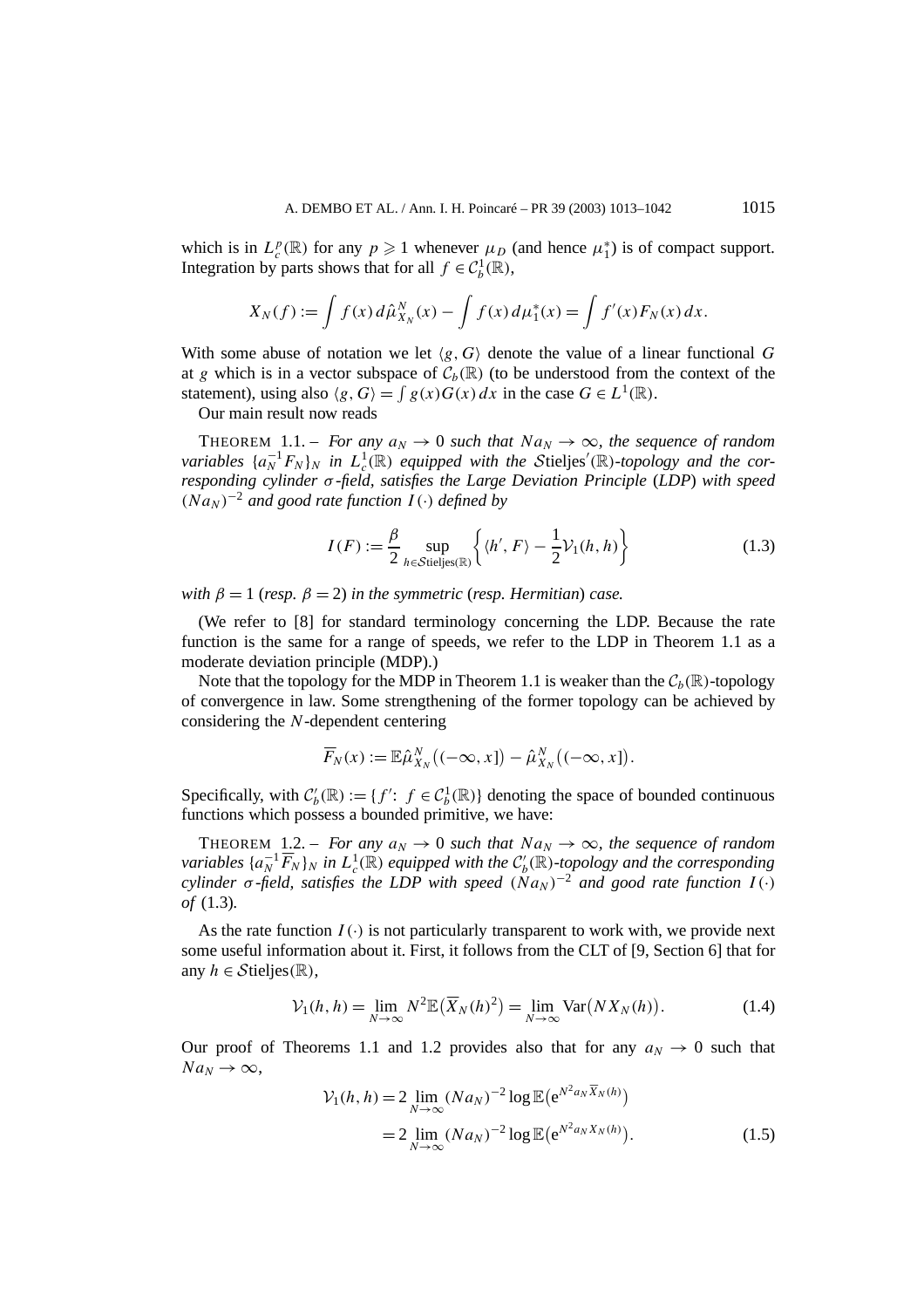which is in $L_c^p(\mathbb{R})$ for any $p \geqslant 1$ whenever $\mu_D$ (and hence $\mu_1^*$) is of compact support. Integration by parts shows that for all $f \in \mathcal{C}_b^1(\mathbb{R})$,

$$X_N(f) := \int f(x)\, d\hat{\mu}_{X_N}^N(x) - \int f(x)\, d\mu_1^*(x) = \int f'(x) F_N(x)\, dx.$$

With some abuse of notation we let $\langle g, G\rangle$ denote the value of a linear functional $G$ at $g$ which is in a vector subspace of $\mathcal{C}_b(\mathbb{R})$ (to be understood from the context of the statement), using also $\langle g, G\rangle = \int g(x) G(x)\, dx$ in the case $G \in L^1(\mathbb{R})$.

Our main result now reads

THEOREM 1.1. – *For any $a_N \to 0$ such that $Na_N \to \infty$, the sequence of random variables $\{a_N^{-1} F_N\}_N$ in $L_c^1(\mathbb{R})$ equipped with the $\mathcal{S}\text{tieljes}'(\mathbb{R})$-topology and the corresponding cylinder $\sigma$-field, satisfies the Large Deviation Principle* (*LDP*) *with speed $(Na_N)^{-2}$ and good rate function $I(\cdot)$ defined by*

$$I(F) := \frac{\beta}{2} \sup_{h \in \mathcal{S}\text{tieljes}(\mathbb{R})} \left\{ \langle h', F\rangle - \frac{1}{2}\mathcal{V}_1(h,h) \right\} \tag{1.3}$$

*with $\beta = 1$* (*resp. $\beta = 2$*) *in the symmetric* (*resp. Hermitian*) *case.*

(We refer to [8] for standard terminology concerning the LDP. Because the rate function is the same for a range of speeds, we refer to the LDP in Theorem 1.1 as a moderate deviation principle (MDP).)

Note that the topology for the MDP in Theorem 1.1 is weaker than the $\mathcal{C}_b(\mathbb{R})$-topology of convergence in law. Some strengthening of the former topology can be achieved by considering the $N$-dependent centering

$$\overline{F}_N(x) := \mathbb{E}\hat{\mu}_{X_N}^N\big((-\infty, x]\big) - \hat{\mu}_{X_N}^N\big((-\infty, x]\big).$$

Specifically, with $\mathcal{C}_b'(\mathbb{R}) := \{f' \colon f \in \mathcal{C}_b^1(\mathbb{R})\}$ denoting the space of bounded continuous functions which possess a bounded primitive, we have:

THEOREM 1.2. – *For any $a_N \to 0$ such that $Na_N \to \infty$, the sequence of random variables $\{a_N^{-1}\overline{F}_N\}_N$ in $L_c^1(\mathbb{R})$ equipped with the $\mathcal{C}_b'(\mathbb{R})$-topology and the corresponding cylinder $\sigma$-field, satisfies the LDP with speed $(Na_N)^{-2}$ and good rate function $I(\cdot)$ of* (1.3)*.*

As the rate function $I(\cdot)$ is not particularly transparent to work with, we provide next some useful information about it. First, it follows from the CLT of [9, Section 6] that for any $h \in \mathcal{S}\text{tieljes}(\mathbb{R})$,

$$\mathcal{V}_1(h,h) = \lim_{N\to\infty} N^2 \mathbb{E}\big(\overline{X}_N(h)^2\big) = \lim_{N\to\infty} \operatorname{Var}\big(NX_N(h)\big). \tag{1.4}$$

Our proof of Theorems 1.1 and 1.2 provides also that for any $a_N \to 0$ such that $Na_N \to \infty$,

$$\begin{aligned}
\mathcal{V}_1(h,h) &= 2 \lim_{N\to\infty} (Na_N)^{-2} \log \mathbb{E}\big(\mathrm{e}^{N^2 a_N \overline{X}_N(h)}\big) \\
&= 2 \lim_{N\to\infty} (Na_N)^{-2} \log \mathbb{E}\big(\mathrm{e}^{N^2 a_N X_N(h)}\big).
\end{aligned} \tag{1.5}$$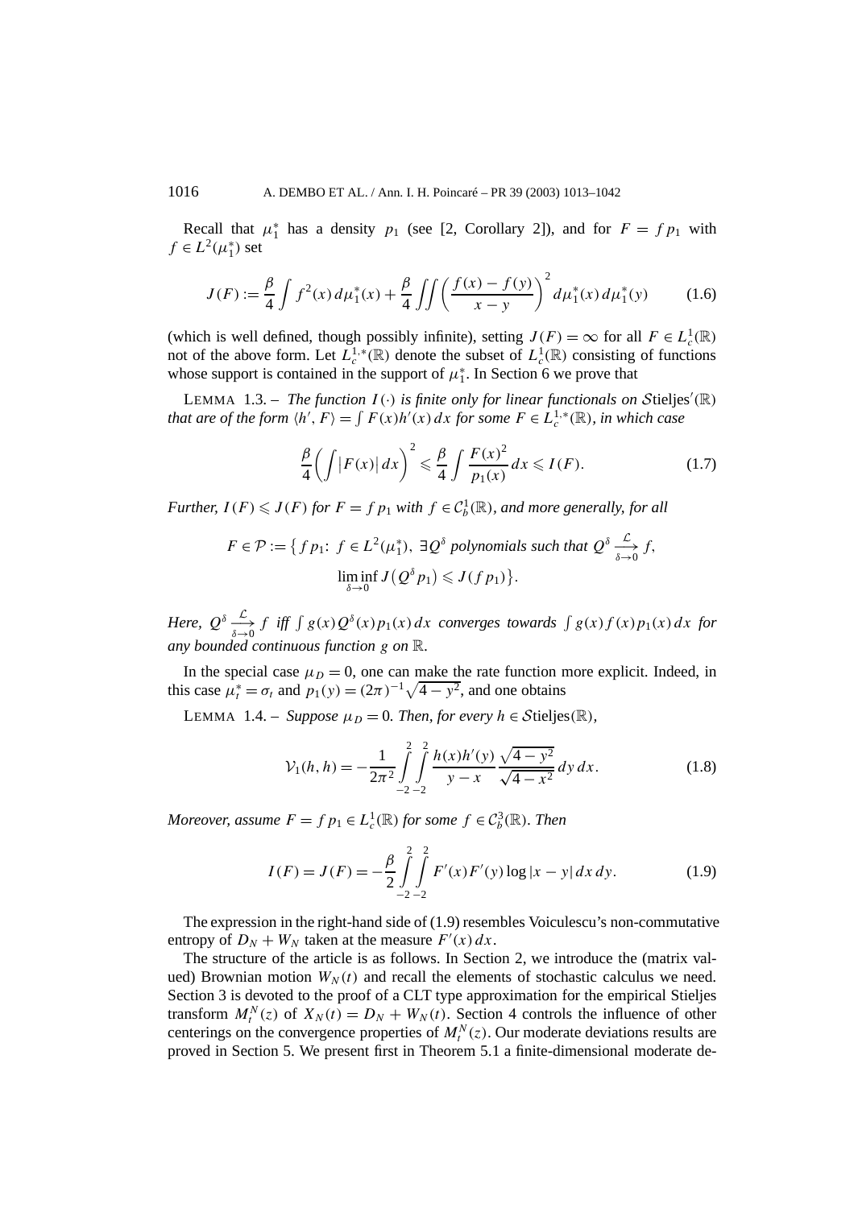Recall that $\mu_1^*$ has a density $p_1$ (see [2, Corollary 2]), and for $F = f p_1$ with $f \in L^2(\mu_1^*)$ set

$$J(F) := \frac{\beta}{4} \int f^2(x)\, d\mu_1^*(x) + \frac{\beta}{4} \iint \left( \frac{f(x) - f(y)}{x - y} \right)^2 d\mu_1^*(x)\, d\mu_1^*(y) \tag{1.6}$$

(which is well defined, though possibly infinite), setting $J(F) = \infty$ for all $F \in L_c^1(\mathbb{R})$ not of the above form. Let $L_c^{1,*}(\mathbb{R})$ denote the subset of $L_c^1(\mathbb{R})$ consisting of functions whose support is contained in the support of $\mu_1^*$. In Section 6 we prove that

LEMMA 1.3. – *The function $I(\cdot)$ is finite only for linear functionals on $\mathcal{S}\text{tieljes}'(\mathbb{R})$ that are of the form $\langle h', F \rangle = \int F(x) h'(x)\, dx$ for some $F \in L_c^{1,*}(\mathbb{R})$, in which case*

$$\frac{\beta}{4} \left( \int |F(x)|\, dx \right)^2 \leqslant \frac{\beta}{4} \int \frac{F(x)^2}{p_1(x)}\, dx \leqslant I(F). \tag{1.7}$$

*Further, $I(F) \leqslant J(F)$ for $F = f p_1$ with $f \in \mathcal{C}_b^1(\mathbb{R})$, and more generally, for all*

$$F \in \mathcal{P} := \Big\{ f p_1\colon\ f \in L^2(\mu_1^*),\ \exists Q^\delta \text{ polynomials such that } Q^\delta \xrightarrow[\delta \to 0]{\mathcal{L}} f,$$
$$\liminf_{\delta \to 0} J\big(Q^\delta p_1\big) \leqslant J(f p_1) \Big\}.$$

*Here, $Q^\delta \xrightarrow[\delta \to 0]{\mathcal{L}} f$ iff $\int g(x) Q^\delta(x) p_1(x)\, dx$ converges towards $\int g(x) f(x) p_1(x)\, dx$ for any bounded continuous function $g$ on $\mathbb{R}$.*

In the special case $\mu_D = 0$, one can make the rate function more explicit. Indeed, in this case $\mu_t^* = \sigma_t$ and $p_1(y) = (2\pi)^{-1} \sqrt{4 - y^2}$, and one obtains

LEMMA 1.4. – *Suppose $\mu_D = 0$. Then, for every $h \in \mathcal{S}\text{tieljes}(\mathbb{R})$,*

$$\mathcal{V}_1(h, h) = -\frac{1}{2\pi^2} \int_{-2}^{2} \int_{-2}^{2} \frac{h(x) h'(y)}{y - x} \frac{\sqrt{4 - y^2}}{\sqrt{4 - x^2}}\, dy\, dx. \tag{1.8}$$

*Moreover, assume $F = f p_1 \in L_c^1(\mathbb{R})$ for some $f \in \mathcal{C}_b^3(\mathbb{R})$. Then*

$$I(F) = J(F) = -\frac{\beta}{2} \int_{-2}^{2} \int_{-2}^{2} F'(x) F'(y) \log|x - y|\, dx\, dy. \tag{1.9}$$

The expression in the right-hand side of (1.9) resembles Voiculescu's non-commutative entropy of $D_N + W_N$ taken at the measure $F'(x)\, dx$.

The structure of the article is as follows. In Section 2, we introduce the (matrix valued) Brownian motion $W_N(t)$ and recall the elements of stochastic calculus we need. Section 3 is devoted to the proof of a CLT type approximation for the empirical Stieljes transform $M_t^N(z)$ of $X_N(t) = D_N + W_N(t)$. Section 4 controls the influence of other centerings on the convergence properties of $M_t^N(z)$. Our moderate deviations results are proved in Section 5. We present first in Theorem 5.1 a finite-dimensional moderate de-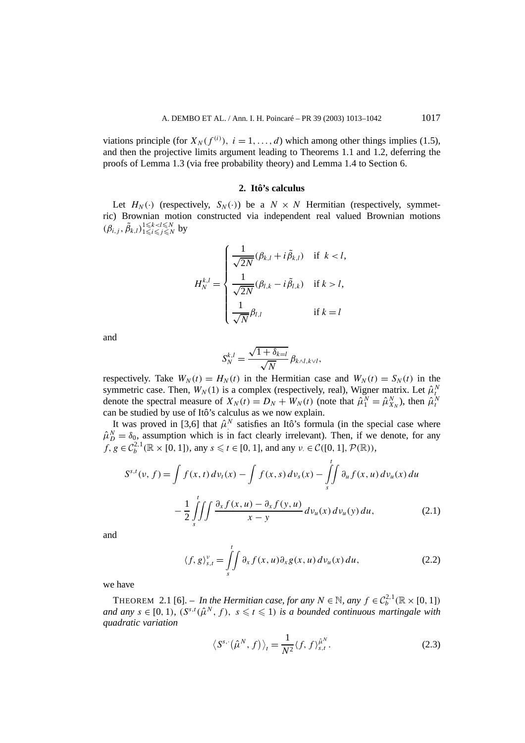viations principle (for $X_N(f^{(i)}),\ i = 1, \ldots, d$) which among other things implies (1.5), and then the projective limits argument leading to Theorems 1.1 and 1.2, deferring the proofs of Lemma 1.3 (via free probability theory) and Lemma 1.4 to Section 6.

## 2. Itô's calculus

Let $H_N(\cdot)$ (respectively, $S_N(\cdot)$) be a $N \times N$ Hermitian (respectively, symmetric) Brownian motion constructed via independent real valued Brownian motions $(\beta_{i,j}, \tilde{\beta}_{k,l})_{1 \leqslant i \leqslant j \leqslant N}^{1 \leqslant k < l \leqslant N}$ by

$$H_N^{k,l} = \begin{cases} \dfrac{1}{\sqrt{2N}}(\beta_{k,l} + i\tilde{\beta}_{k,l}) & \text{if } k < l, \\[2ex] \dfrac{1}{\sqrt{2N}}(\beta_{l,k} - i\tilde{\beta}_{l,k}) & \text{if } k > l, \\[2ex] \dfrac{1}{\sqrt{N}}\beta_{l,l} & \text{if } k = l \end{cases}$$

and

$$S_N^{k,l} = \frac{\sqrt{1 + \delta_{k=l}}}{\sqrt{N}} \beta_{k \wedge l, k \vee l},$$

respectively. Take $W_N(t) = H_N(t)$ in the Hermitian case and $W_N(t) = S_N(t)$ in the symmetric case. Then, $W_N(1)$ is a complex (respectively, real), Wigner matrix. Let $\hat{\mu}_t^N$ denote the spectral measure of $X_N(t) = D_N + W_N(t)$ (note that $\hat{\mu}_1^N = \hat{\mu}_{X_N}^N$), then $\hat{\mu}_t^N$ can be studied by use of Itô's calculus as we now explain.

It was proved in [3,6] that $\hat{\mu}_\cdot^N$ satisfies an Itô's formula (in the special case where $\hat{\mu}_D^N = \delta_0$, assumption which is in fact clearly irrelevant). Then, if we denote, for any $f, g \in \mathcal{C}_b^{2,1}(\mathbb{R} \times [0,1])$, any $s \leqslant t \in [0,1]$, and any $\nu_\cdot \in \mathcal{C}([0,1], \mathcal{P}(\mathbb{R}))$,

$$\begin{aligned} S^{s,t}(\nu, f) = {} & \int f(x,t)\, d\nu_t(x) - \int f(x,s)\, d\nu_s(x) - \int_s^t \!\! \int \partial_u f(x,u)\, d\nu_u(x)\, du \\ & - \frac{1}{2} \int_s^t \!\! \iint \frac{\partial_x f(x,u) - \partial_x f(y,u)}{x - y}\, d\nu_u(x)\, d\nu_u(y)\, du, \end{aligned} \tag{2.1}$$

and

$$\langle f, g \rangle_{s,t}^{\nu} = \int_s^t \!\! \int \partial_x f(x,u) \partial_x g(x,u)\, d\nu_u(x)\, du, \tag{2.2}$$

we have

THEOREM 2.1 [6]. – *In the Hermitian case, for any $N \in \mathbb{N}$, any $f \in \mathcal{C}_b^{2,1}(\mathbb{R} \times [0,1])$ and any $s \in [0,1)$, $(S^{s,t}(\hat{\mu}^N, f),\ s \leqslant t \leqslant 1)$ is a bounded continuous martingale with quadratic variation*

$$\langle S^{s,\cdot}(\hat{\mu}^N, f) \rangle_t = \frac{1}{N^2} \langle f, f \rangle_{s,t}^{\hat{\mu}^N}. \tag{2.3}$$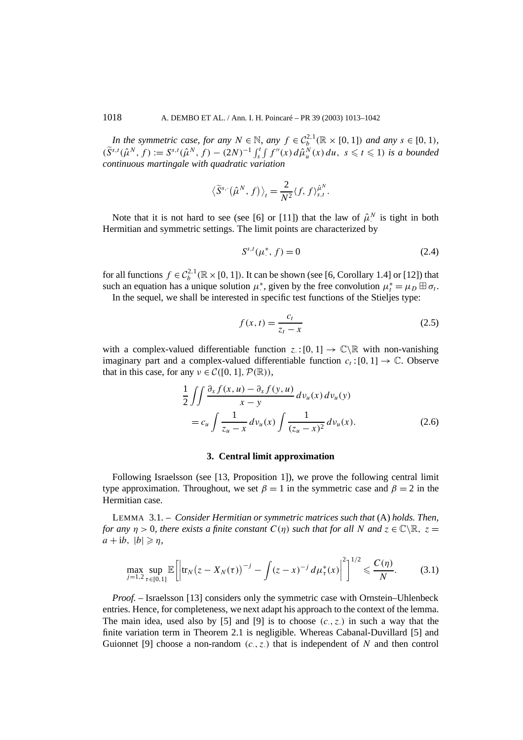*In the symmetric case, for any $N \in \mathbb{N}$, any $f \in \mathcal{C}_b^{2,1}(\mathbb{R} \times [0,1])$ and any $s \in [0,1)$, $(\widetilde{S}^{s,t}(\hat{\mu}^N, f) := S^{s,t}(\hat{\mu}^N, f) - (2N)^{-1} \int_s^t \int f''(x)\, d\hat{\mu}_u^N(x)\, du,\ s \leqslant t \leqslant 1)$ is a bounded continuous martingale with quadratic variation*

$$\langle \widetilde{S}^{s,\cdot}(\hat{\mu}^N, f) \rangle_t = \frac{2}{N^2} \langle f, f \rangle_{s,t}^{\hat{\mu}^N}.$$

Note that it is not hard to see (see [6] or [11]) that the law of $\hat{\mu}_\cdot^N$ is tight in both Hermitian and symmetric settings. The limit points are characterized by

$$S^{s,t}(\mu_\cdot^*, f) = 0 \tag{2.4}$$

for all functions $f \in \mathcal{C}_b^{2,1}(\mathbb{R} \times [0,1])$. It can be shown (see [6, Corollary 1.4] or [12]) that such an equation has a unique solution $\mu_\cdot^*$, given by the free convolution $\mu_t^* = \mu_D \boxplus \sigma_t$.

In the sequel, we shall be interested in specific test functions of the Stieljes type:

$$f(x,t) = \frac{c_t}{z_t - x} \tag{2.5}$$

with a complex-valued differentiable function $z_\cdot : [0,1] \to \mathbb{C} \backslash \mathbb{R}$ with non-vanishing imaginary part and a complex-valued differentiable function $c_t : [0,1] \to \mathbb{C}$. Observe that in this case, for any $\nu \in \mathcal{C}([0,1], \mathcal{P}(\mathbb{R}))$,

$$\begin{aligned}
&\frac{1}{2} \iint \frac{\partial_x f(x,u) - \partial_x f(y,u)}{x - y}\, d\nu_u(x)\, d\nu_u(y) \\
&\quad = c_u \int \frac{1}{z_u - x}\, d\nu_u(x) \int \frac{1}{(z_u - x)^2}\, d\nu_u(x).
\end{aligned} \tag{2.6}$$

## 3. Central limit approximation

Following Israelsson (see [13, Proposition 1]), we prove the following central limit type approximation. Throughout, we set $\beta = 1$ in the symmetric case and $\beta = 2$ in the Hermitian case.

LEMMA 3.1. – *Consider Hermitian or symmetric matrices such that* (A) *holds. Then, for any $\eta > 0$, there exists a finite constant $C(\eta)$ such that for all $N$ and $z \in \mathbb{C} \backslash \mathbb{R}$, $z = a + \mathrm{i}b$, $|b| \geqslant \eta$,*

$$\max_{j=1,2} \sup_{\tau \in [0,1]} \mathbb{E}\left[ \left| \mathrm{tr}_N \big(z - X_N(\tau)\big)^{-j} - \int (z - x)^{-j}\, d\mu_\tau^*(x) \right|^2 \right]^{1/2} \leqslant \frac{C(\eta)}{N}. \tag{3.1}$$

*Proof.* – Israelsson [13] considers only the symmetric case with Ornstein–Uhlenbeck entries. Hence, for completeness, we next adapt his approach to the context of the lemma. The main idea, used also by [5] and [9] is to choose $(c_\cdot, z_\cdot)$ in such a way that the finite variation term in Theorem 2.1 is negligible. Whereas Cabanal-Duvillard [5] and Guionnet [9] choose a non-random $(c_\cdot, z_\cdot)$ that is independent of $N$ and then control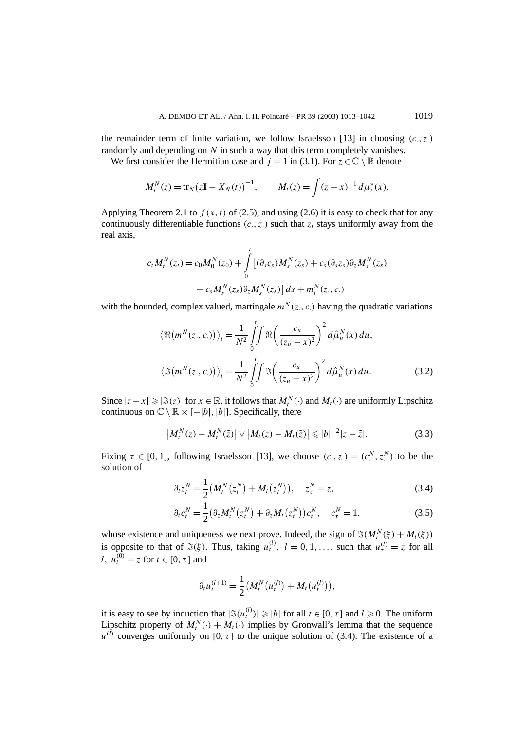the remainder term of finite variation, we follow Israelsson [13] in choosing $(c_\cdot, z_\cdot)$ randomly and depending on $N$ in such a way that this term completely vanishes.

We first consider the Hermitian case and $j = 1$ in (3.1). For $z \in \mathbb{C} \setminus \mathbb{R}$ denote

$$M_t^N(z) = \mathrm{tr}_N\big(z\mathbf{I} - X_N(t)\big)^{-1}, \qquad M_t(z) = \int (z - x)^{-1}\, d\mu_t^*(x).$$

Applying Theorem 2.1 to $f(x,t)$ of (2.5), and using (2.6) it is easy to check that for any continuously differentiable functions $(c_\cdot, z_\cdot)$ such that $z_t$ stays uniformly away from the real axis,

$$\begin{aligned} c_t M_t^N(z_t) = c_0 M_0^N(z_0) + \int_0^t \big[ (\partial_s c_s) M_s^N(z_s) + c_s (\partial_s z_s) \partial_z M_s^N(z_s) \\ - c_s M_s^N(z_s) \partial_z M_s^N(z_s) \big]\, ds + m_t^N(z_\cdot, c_\cdot) \end{aligned}$$

with the bounded, complex valued, martingale $m^N(z_\cdot, c_\cdot)$ having the quadratic variations

$$\begin{aligned} \big\langle \Re\big(m^N(z_\cdot, c_\cdot)\big) \big\rangle_t &= \frac{1}{N^2} \int_0^t \!\! \int \Re\bigg( \frac{c_u}{(z_u - x)^2} \bigg)^2 d\hat{\mu}_u^N(x)\, du, \\ \big\langle \Im\big(m^N(z_\cdot, c_\cdot)\big) \big\rangle_t &= \frac{1}{N^2} \int_0^t \!\! \int \Im\bigg( \frac{c_u}{(z_u - x)^2} \bigg)^2 d\hat{\mu}_u^N(x)\, du. \end{aligned} \tag{3.2}$$

Since $|z - x| \geqslant |\Im(z)|$ for $x \in \mathbb{R}$, it follows that $M_t^N(\cdot)$ and $M_t(\cdot)$ are uniformly Lipschitz continuous on $\mathbb{C} \setminus \mathbb{R} \times [-|b|, |b|]$. Specifically, there

$$\big|M_t^N(z) - M_t^N(\tilde{z})\big| \vee \big|M_t(z) - M_t(\tilde{z})\big| \leqslant |b|^{-2} |z - \tilde{z}|. \tag{3.3}$$

Fixing $\tau \in [0,1]$, following Israelsson [13], we choose $(c_\cdot, z_\cdot) = (c_\cdot^N, z_\cdot^N)$ to be the solution of

$$\partial_t z_t^N = \frac{1}{2}\big(M_t^N\big(z_t^N\big) + M_t\big(z_t^N\big)\big), \quad z_\tau^N = z, \tag{3.4}$$

$$\partial_t c_t^N = \frac{1}{2}\big(\partial_z M_t^N\big(z_t^N\big) + \partial_z M_t\big(z_t^N\big)\big) c_t^N, \quad c_\tau^N = 1, \tag{3.5}$$

whose existence and uniqueness we next prove. Indeed, the sign of $\Im(M_t^N(\xi) + M_t(\xi))$ is opposite to that of $\Im(\xi)$. Thus, taking $u_t^{(l)}$, $l = 0, 1, \ldots,$ such that $u_\tau^{(l)} = z$ for all $l$, $u_t^{(0)} = z$ for $t \in [0, \tau]$ and

$$\partial_t u_t^{(l+1)} = \frac{1}{2}\big(M_t^N\big(u_t^{(l)}\big) + M_t\big(u_t^{(l)}\big)\big),$$

it is easy to see by induction that $|\Im(u_t^{(l)})| \geqslant |b|$ for all $t \in [0, \tau]$ and $l \geqslant 0$. The uniform Lipschitz property of $M_t^N(\cdot) + M_t(\cdot)$ implies by Gronwall's lemma that the sequence $u^{(l)}$ converges uniformly on $[0, \tau]$ to the unique solution of (3.4). The existence of a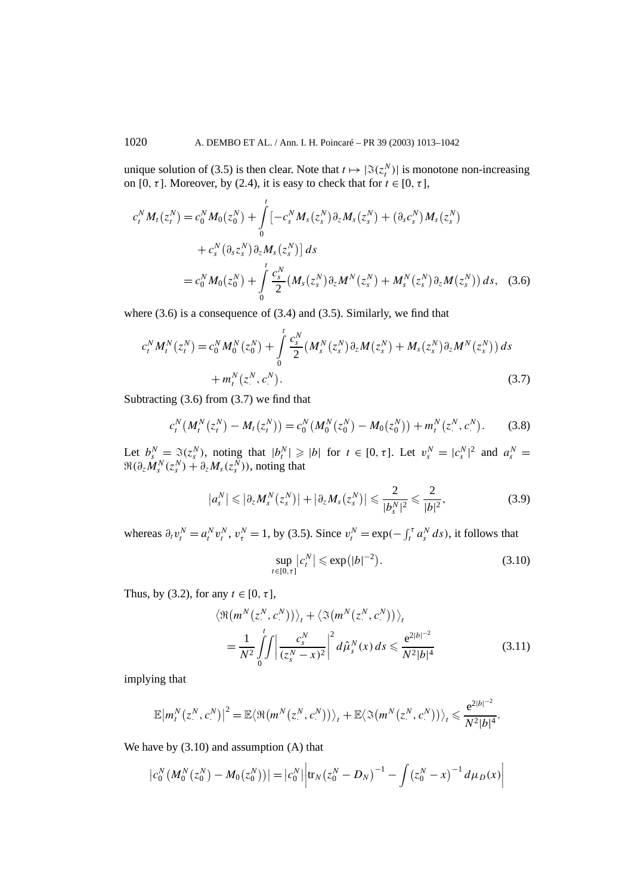unique solution of (3.5) is then clear. Note that $t \mapsto |\Im(z_t^N)|$ is monotone non-increasing on $[0, \tau]$. Moreover, by (2.4), it is easy to check that for $t \in [0, \tau]$,

$$
\begin{aligned}
c_t^N M_t(z_t^N) &= c_0^N M_0(z_0^N) + \int_0^t \left[ -c_s^N M_s(z_s^N) \partial_z M_s(z_s^N) + (\partial_s c_s^N) M_s(z_s^N) \right. \\
&\quad \left. + c_s^N (\partial_s z_s^N) \partial_z M_s(z_s^N) \right] ds \\
&= c_0^N M_0(z_0^N) + \int_0^t \frac{c_s^N}{2} \left( M_s(z_s^N) \partial_z M^N(z_s^N) + M_s^N(z_s^N) \partial_z M(z_s^N) \right) ds, \quad (3.6)
\end{aligned}
$$

where (3.6) is a consequence of (3.4) and (3.5). Similarly, we find that

$$
\begin{aligned}
c_t^N M_t^N(z_t^N) &= c_0^N M_0^N(z_0^N) + \int_0^t \frac{c_s^N}{2} \left( M_s^N(z_s^N) \partial_z M(z_s^N) + M_s(z_s^N) \partial_z M^N(z_s^N) \right) ds \\
&\quad + m_t^N(z_\cdot^N, c_\cdot^N). \quad (3.7)
\end{aligned}
$$

Subtracting (3.6) from (3.7) we find that

$$
c_t^N \left( M_t^N(z_t^N) - M_t(z_t^N) \right) = c_0^N \left( M_0^N(z_0^N) - M_0(z_0^N) \right) + m_t^N(z_\cdot^N, c_\cdot^N). \quad (3.8)
$$

Let $b_s^N = \Im(z_s^N)$, noting that $|b_t^N| \geqslant |b|$ for $t \in [0, \tau]$. Let $v_s^N = |c_s^N|^2$ and $a_s^N = \Re(\partial_z M_s^N(z_s^N) + \partial_z M_s(z_s^N))$, noting that

$$
|a_s^N| \leqslant |\partial_z M_s^N(z_s^N)| + |\partial_z M_s(z_s^N)| \leqslant \frac{2}{|b_s^N|^2} \leqslant \frac{2}{|b|^2}, \quad (3.9)
$$

whereas $\partial_t v_t^N = a_t^N v_t^N$, $v_\tau^N = 1$, by (3.5). Since $v_t^N = \exp(-\int_t^\tau a_s^N \, ds)$, it follows that

$$
\sup_{t \in [0, \tau]} |c_t^N| \leqslant \exp(|b|^{-2}). \quad (3.10)
$$

Thus, by (3.2), for any $t \in [0, \tau]$,

$$
\begin{aligned}
&\left\langle \Re\left(m^N(z_\cdot^N, c_\cdot^N)\right) \right\rangle_t + \left\langle \Im\left(m^N(z_\cdot^N, c_\cdot^N)\right) \right\rangle_t \\
&\quad = \frac{1}{N^2} \int_0^t \!\! \iint \left| \frac{c_s^N}{(z_s^N - x)^2} \right|^2 d\hat{\mu}_s^N(x) \, ds \leqslant \frac{e^{2|b|^{-2}}}{N^2 |b|^4} \quad (3.11)
\end{aligned}
$$

implying that

$$
\mathbb{E}\left| m_t^N(z_\cdot^N, c_\cdot^N) \right|^2 = \mathbb{E}\left\langle \Re\left(m^N(z_\cdot^N, c_\cdot^N)\right) \right\rangle_t + \mathbb{E}\left\langle \Im\left(m^N(z_\cdot^N, c_\cdot^N)\right) \right\rangle_t \leqslant \frac{e^{2|b|^{-2}}}{N^2 |b|^4}.
$$

We have by (3.10) and assumption (A) that

$$
\left| c_0^N \left( M_0^N(z_0^N) - M_0(z_0^N) \right) \right| = |c_0^N| \left| \operatorname{tr}_N (z_0^N - D_N)^{-1} - \int (z_0^N - x)^{-1} \, d\mu_D(x) \right|
$$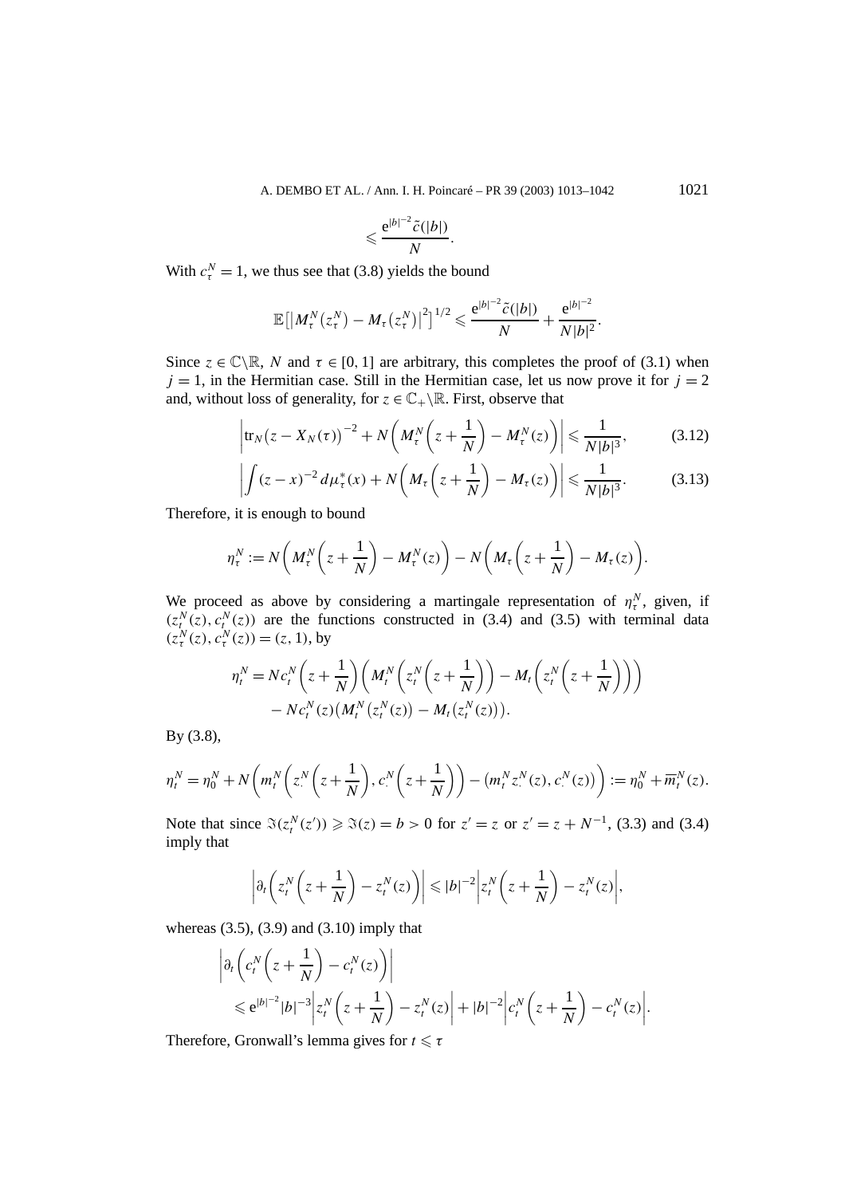$$\leqslant \frac{e^{|b|^{-2}}\tilde{c}(|b|)}{N}.$$

With $c_\tau^N = 1$, we thus see that (3.8) yields the bound

$$\mathbb{E}\big[\big|M_\tau^N(z_\tau^N) - M_\tau(z_\tau^N)\big|^2\big]^{1/2} \leqslant \frac{e^{|b|^{-2}}\tilde{c}(|b|)}{N} + \frac{e^{|b|^{-2}}}{N|b|^2}.$$

Since $z \in \mathbb{C}\backslash\mathbb{R}$, $N$ and $\tau \in [0,1]$ are arbitrary, this completes the proof of (3.1) when $j = 1$, in the Hermitian case. Still in the Hermitian case, let us now prove it for $j = 2$ and, without loss of generality, for $z \in \mathbb{C}_+\backslash\mathbb{R}$. First, observe that

$$\left|\operatorname{tr}_N\big(z - X_N(\tau)\big)^{-2} + N\left(M_\tau^N\left(z + \frac{1}{N}\right) - M_\tau^N(z)\right)\right| \leqslant \frac{1}{N|b|^3}, \tag{3.12}$$

$$\left|\int (z-x)^{-2}\, d\mu_\tau^*(x) + N\left(M_\tau\left(z + \frac{1}{N}\right) - M_\tau(z)\right)\right| \leqslant \frac{1}{N|b|^3}. \tag{3.13}$$

Therefore, it is enough to bound

$$\eta_\tau^N := N\left(M_\tau^N\left(z + \frac{1}{N}\right) - M_\tau^N(z)\right) - N\left(M_\tau\left(z + \frac{1}{N}\right) - M_\tau(z)\right).$$

We proceed as above by considering a martingale representation of $\eta_\tau^N$, given, if $(z_t^N(z), c_t^N(z))$ are the functions constructed in (3.4) and (3.5) with terminal data $(z_\tau^N(z), c_\tau^N(z)) = (z, 1)$, by

$$\begin{aligned}
\eta_t^N = {} & N c_t^N\left(z + \frac{1}{N}\right)\left(M_t^N\left(z_t^N\left(z + \frac{1}{N}\right)\right) - M_t\left(z_t^N\left(z + \frac{1}{N}\right)\right)\right) \\
& - N c_t^N(z)\big(M_t^N\big(z_t^N(z)\big) - M_t\big(z_t^N(z)\big)\big).
\end{aligned}$$

By (3.8),

$$\eta_t^N = \eta_0^N + N\left(m_t^N\left(z_\cdot^N\left(z + \frac{1}{N}\right), c_\cdot^N\left(z + \frac{1}{N}\right)\right) - \big(m_t^N z_\cdot^N(z), c_\cdot^N(z)\big)\right) := \eta_0^N + \overline{m}_t^N(z).$$

Note that since $\Im(z_t^N(z')) \geqslant \Im(z) = b > 0$ for $z' = z$ or $z' = z + N^{-1}$, (3.3) and (3.4) imply that

$$\left|\partial_t\left(z_t^N\left(z + \frac{1}{N}\right) - z_t^N(z)\right)\right| \leqslant |b|^{-2}\left|z_t^N\left(z + \frac{1}{N}\right) - z_t^N(z)\right|,$$

whereas (3.5), (3.9) and (3.10) imply that

$$\begin{aligned}
& \left|\partial_t\left(c_t^N\left(z + \frac{1}{N}\right) - c_t^N(z)\right)\right| \\
& \quad \leqslant e^{|b|^{-2}}|b|^{-3}\left|z_t^N\left(z + \frac{1}{N}\right) - z_t^N(z)\right| + |b|^{-2}\left|c_t^N\left(z + \frac{1}{N}\right) - c_t^N(z)\right|.
\end{aligned}$$

Therefore, Gronwall's lemma gives for $t \leqslant \tau$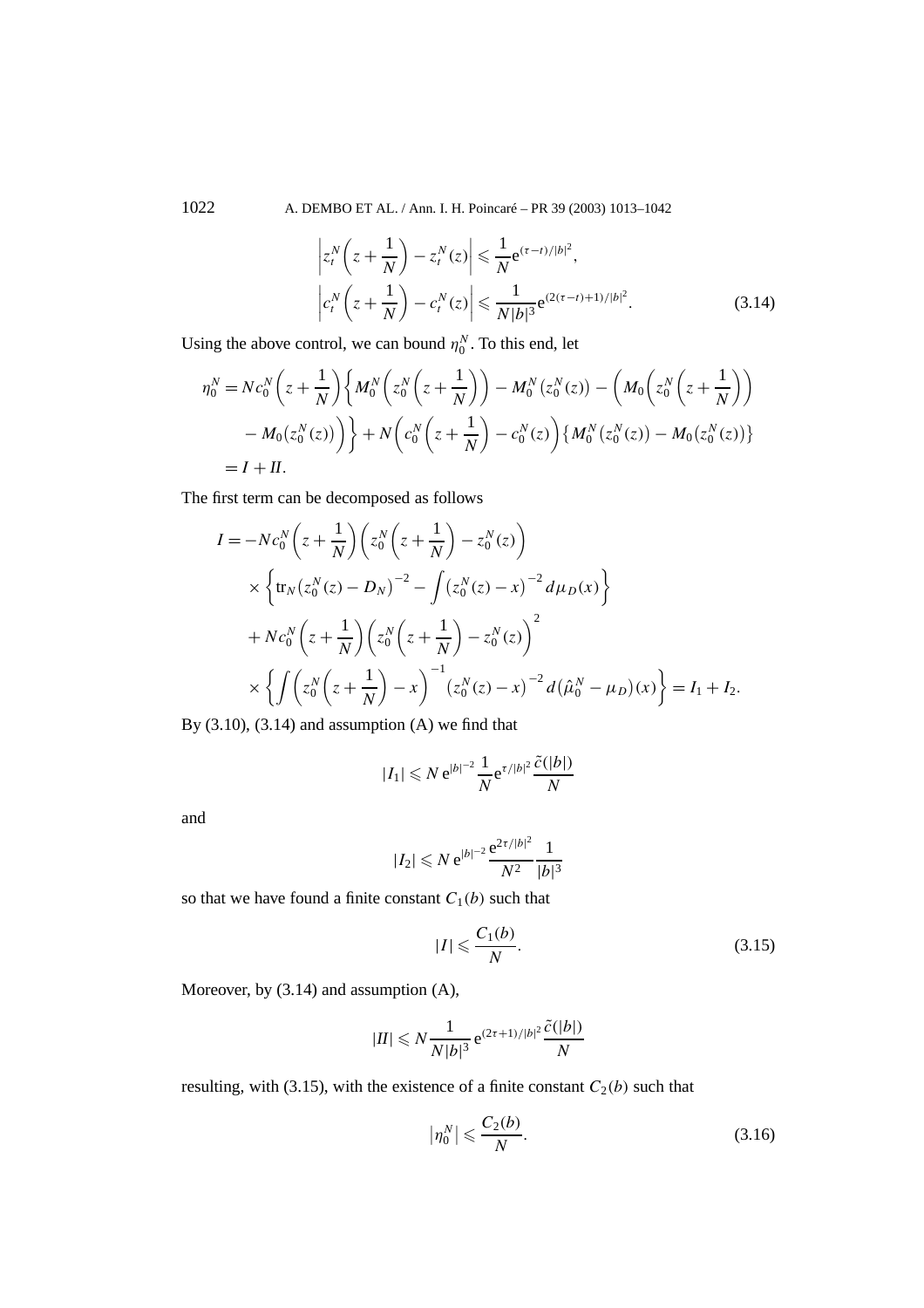$$
\left| z_t^N\left(z + \frac{1}{N}\right) - z_t^N(z) \right| \leqslant \frac{1}{N} \mathrm{e}^{(\tau - t)/|b|^2},
$$
$$
\left| c_t^N\left(z + \frac{1}{N}\right) - c_t^N(z) \right| \leqslant \frac{1}{N|b|^3} \mathrm{e}^{(2(\tau - t)+1)/|b|^2}. \tag{3.14}
$$

Using the above control, we can bound $\eta_0^N$. To this end, let

$$
\begin{aligned}
\eta_0^N &= N c_0^N\left(z + \frac{1}{N}\right) \left\{ M_0^N\left(z_0^N\left(z + \frac{1}{N}\right)\right) - M_0^N\left(z_0^N(z)\right) - \left( M_0\left(z_0^N\left(z + \frac{1}{N}\right)\right) \right.\right. \\
&\quad \left.\left. - M_0\left(z_0^N(z)\right) \right) \right\} + N\left( c_0^N\left(z + \frac{1}{N}\right) - c_0^N(z) \right) \left\{ M_0^N\left(z_0^N(z)\right) - M_0\left(z_0^N(z)\right) \right\} \\
&= I + II.
\end{aligned}
$$

The first term can be decomposed as follows

$$
\begin{aligned}
I &= -N c_0^N\left(z + \frac{1}{N}\right) \left( z_0^N\left(z + \frac{1}{N}\right) - z_0^N(z) \right) \\
&\quad \times \left\{ \operatorname{tr}_N\left(z_0^N(z) - D_N\right)^{-2} - \int \left(z_0^N(z) - x\right)^{-2} d\mu_D(x) \right\} \\
&\quad + N c_0^N\left(z + \frac{1}{N}\right) \left( z_0^N\left(z + \frac{1}{N}\right) - z_0^N(z) \right)^2 \\
&\quad \times \left\{ \int \left( z_0^N\left(z + \frac{1}{N}\right) - x \right)^{-1} \left(z_0^N(z) - x\right)^{-2} d\left(\hat{\mu}_0^N - \mu_D\right)(x) \right\} = I_1 + I_2.
\end{aligned}
$$

By (3.10), (3.14) and assumption (A) we find that

$$
|I_1| \leqslant N \, \mathrm{e}^{|b|^{-2}} \frac{1}{N} \mathrm{e}^{\tau/|b|^2} \frac{\tilde{c}(|b|)}{N}
$$

and

$$
|I_2| \leqslant N \, \mathrm{e}^{|b|^{-2}} \frac{\mathrm{e}^{2\tau/|b|^2}}{N^2} \frac{1}{|b|^3}
$$

so that we have found a finite constant $C_1(b)$ such that

$$
|I| \leqslant \frac{C_1(b)}{N}. \tag{3.15}
$$

Moreover, by (3.14) and assumption (A),

$$
|II| \leqslant N \frac{1}{N|b|^3} \mathrm{e}^{(2\tau+1)/|b|^2} \frac{\tilde{c}(|b|)}{N}
$$

resulting, with (3.15), with the existence of a finite constant $C_2(b)$ such that

$$
\left|\eta_0^N\right| \leqslant \frac{C_2(b)}{N}. \tag{3.16}
$$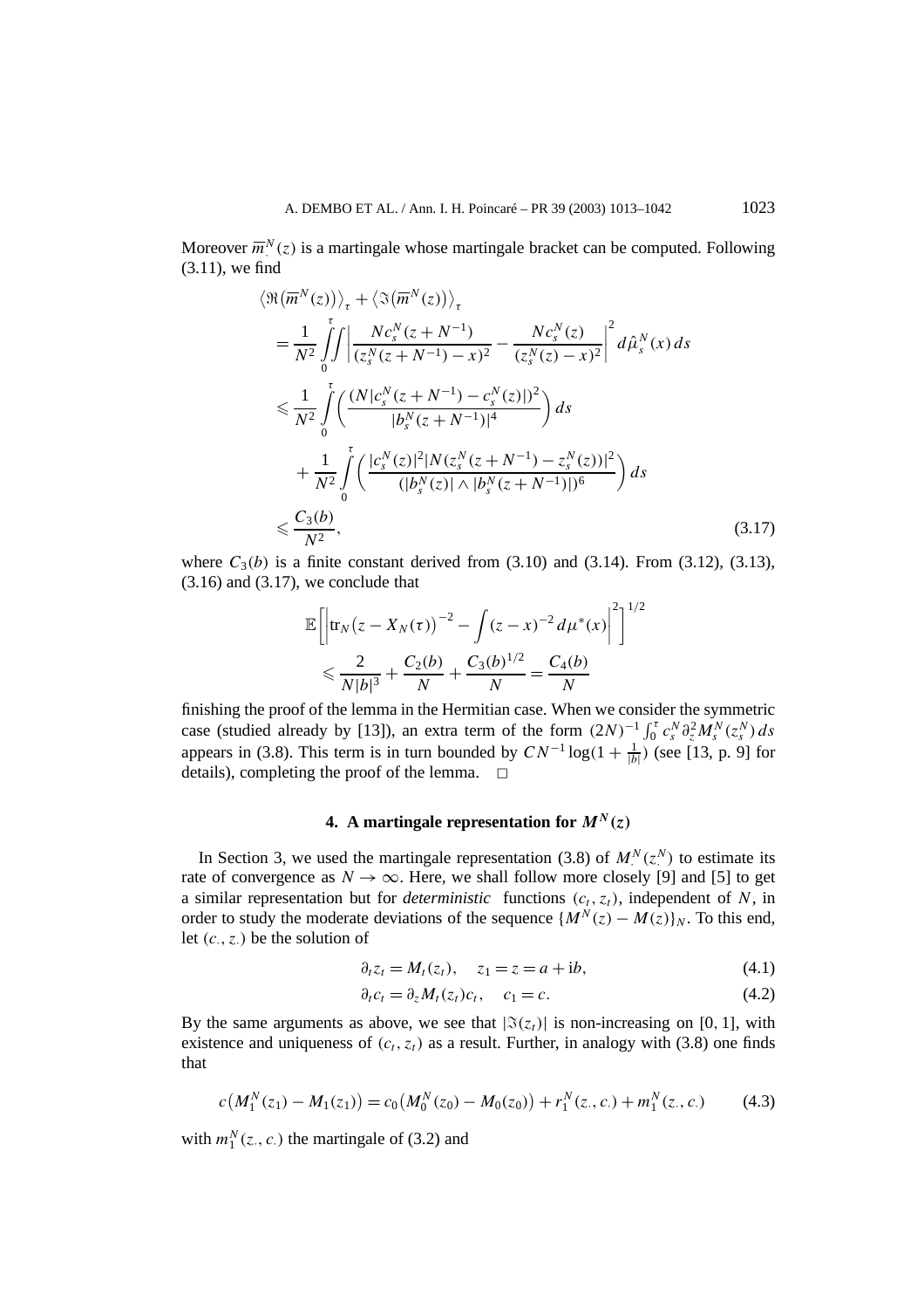Moreover $\overline{m}_{\cdot}^{N}(z)$ is a martingale whose martingale bracket can be computed. Following (3.11), we find

$$
\begin{aligned}
&\left\langle \Re\left(\overline{m}^{N}(z)\right)\right\rangle_{\tau} + \left\langle \Im\left(\overline{m}^{N}(z)\right)\right\rangle_{\tau} \\
&= \frac{1}{N^2}\int_0^{\tau}\!\!\int \left| \frac{N c_s^N(z+N^{-1})}{(z_s^N(z+N^{-1})-x)^2} - \frac{N c_s^N(z)}{(z_s^N(z)-x)^2}\right|^2 d\hat{\mu}_s^N(x)\, ds \\
&\leqslant \frac{1}{N^2}\int_0^{\tau} \left( \frac{(N|c_s^N(z+N^{-1})-c_s^N(z)|)^2}{|b_s^N(z+N^{-1})|^4}\right) ds \\
&\quad + \frac{1}{N^2}\int_0^{\tau} \left( \frac{|c_s^N(z)|^2 |N(z_s^N(z+N^{-1})-z_s^N(z))|^2}{(|b_s^N(z)| \wedge |b_s^N(z+N^{-1})|)^6}\right) ds \\
&\leqslant \frac{C_3(b)}{N^2},
\end{aligned}
\tag{3.17}
$$

where $C_3(b)$ is a finite constant derived from (3.10) and (3.14). From (3.12), (3.13), (3.16) and (3.17), we conclude that

$$
\begin{aligned}
&\mathbb{E}\left[\left| \operatorname{tr}_N\left(z - X_N(\tau)\right)^{-2} - \int (z-x)^{-2}\, d\mu^*(x)\right|^2\right]^{1/2} \\
&\quad \leqslant \frac{2}{N|b|^3} + \frac{C_2(b)}{N} + \frac{C_3(b)^{1/2}}{N} = \frac{C_4(b)}{N}
\end{aligned}
$$

finishing the proof of the lemma in the Hermitian case. When we consider the symmetric case (studied already by [13]), an extra term of the form $(2N)^{-1}\int_0^{\tau} c_s^N \partial_z^2 M_s^N(z_s^N)\, ds$ appears in (3.8). This term is in turn bounded by $CN^{-1}\log(1+\frac{1}{|b|})$ (see [13, p. 9] for details), completing the proof of the lemma. $\square$

## 4. A martingale representation for $M^N(z)$

In Section 3, we used the martingale representation (3.8) of $M_{\cdot}^N(z_{\cdot}^N)$ to estimate its rate of convergence as $N \to \infty$. Here, we shall follow more closely [9] and [5] to get a similar representation but for *deterministic* functions $(c_t, z_t)$, independent of $N$, in order to study the moderate deviations of the sequence $\{M^N(z) - M(z)\}_N$. To this end, let $(c_{\cdot}, z_{\cdot})$ be the solution of

$$
\partial_t z_t = M_t(z_t), \quad z_1 = z = a + \mathrm{i}b, \tag{4.1}
$$

$$
\partial_t c_t = \partial_z M_t(z_t) c_t, \quad c_1 = c. \tag{4.2}
$$

By the same arguments as above, we see that $|\Im(z_t)|$ is non-increasing on $[0,1]$, with existence and uniqueness of $(c_t, z_t)$ as a result. Further, in analogy with (3.8) one finds that

$$
c\left(M_1^N(z_1) - M_1(z_1)\right) = c_0\left(M_0^N(z_0) - M_0(z_0)\right) + r_1^N(z_{\cdot}, c_{\cdot}) + m_1^N(z_{\cdot}, c_{\cdot}) \tag{4.3}
$$

with $m_1^N(z_{\cdot}, c_{\cdot})$ the martingale of (3.2) and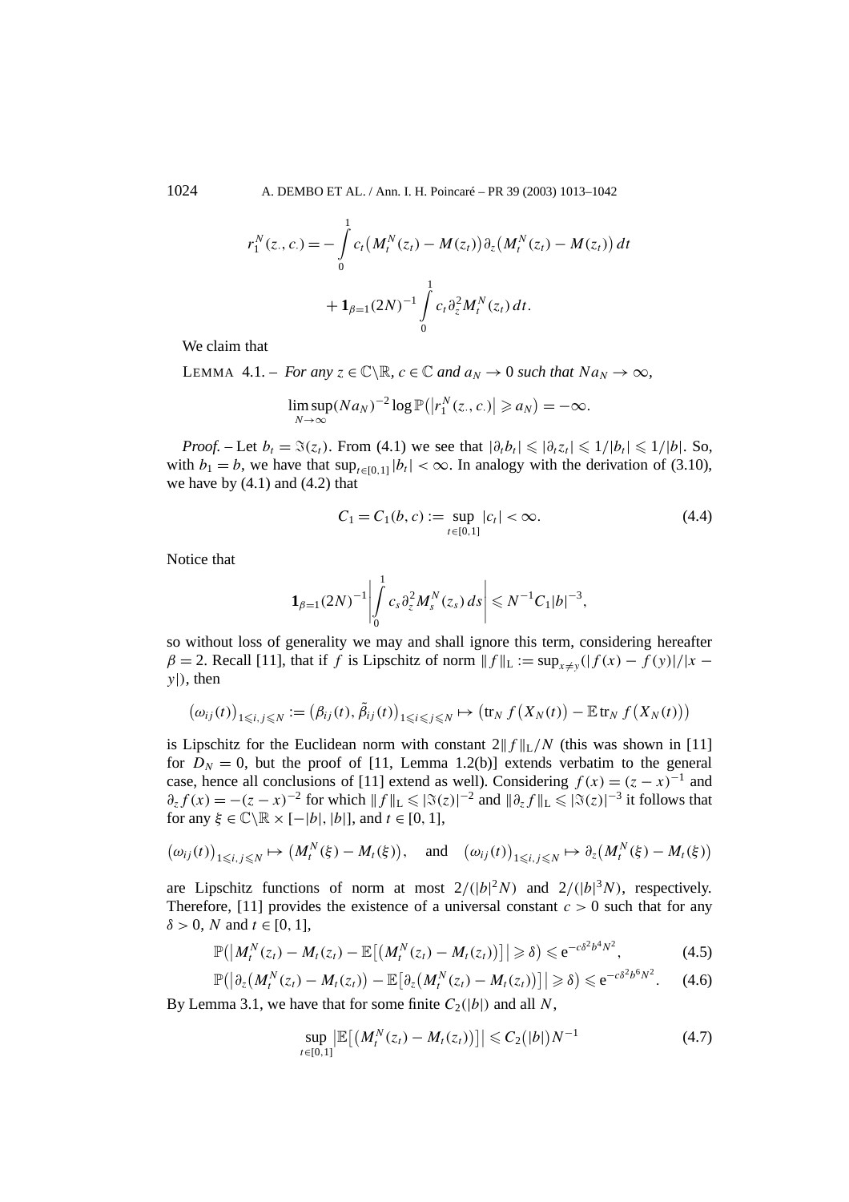$$r_1^N(z_\cdot, c_\cdot) = -\int_0^1 c_t\big(M_t^N(z_t) - M(z_t)\big)\partial_z\big(M_t^N(z_t) - M(z_t)\big)\,dt$$

$$+ \mathbf{1}_{\beta=1}(2N)^{-1}\int_0^1 c_t\,\partial_z^2 M_t^N(z_t)\,dt.$$

We claim that

LEMMA 4.1. – *For any $z \in \mathbb{C}\backslash\mathbb{R}$, $c \in \mathbb{C}$ and $a_N \to 0$ such that $Na_N \to \infty$,*

$$\limsup_{N\to\infty}(Na_N)^{-2}\log\mathbb{P}\big(\big|r_1^N(z_\cdot, c_\cdot)\big| \geqslant a_N\big) = -\infty.$$

*Proof.* – Let $b_t = \Im(z_t)$. From (4.1) we see that $|\partial_t b_t| \leqslant |\partial_t z_t| \leqslant 1/|b_t| \leqslant 1/|b|$. So, with $b_1 = b$, we have that $\sup_{t\in[0,1]}|b_t| < \infty$. In analogy with the derivation of (3.10), we have by (4.1) and (4.2) that

$$C_1 = C_1(b, c) := \sup_{t\in[0,1]}|c_t| < \infty. \tag{4.4}$$

Notice that

$$\mathbf{1}_{\beta=1}(2N)^{-1}\left|\int_0^1 c_s\,\partial_z^2 M_s^N(z_s)\,ds\right| \leqslant N^{-1}C_1|b|^{-3},$$

so without loss of generality we may and shall ignore this term, considering hereafter $\beta = 2$. Recall [11], that if $f$ is Lipschitz of norm $\|f\|_{\mathrm{L}} := \sup_{x\neq y}(|f(x) - f(y)|/|x - y|)$, then

$$\big(\omega_{ij}(t)\big)_{1\leqslant i,j\leqslant N} := \big(\beta_{ij}(t), \tilde\beta_{ij}(t)\big)_{1\leqslant i\leqslant j\leqslant N} \mapsto \big(\mathrm{tr}_N\, f\big(X_N(t)\big) - \mathbb{E}\,\mathrm{tr}_N\, f\big(X_N(t)\big)\big)$$

is Lipschitz for the Euclidean norm with constant $2\|f\|_{\mathrm{L}}/N$ (this was shown in [11] for $D_N = 0$, but the proof of [11, Lemma 1.2(b)] extends verbatim to the general case, hence all conclusions of [11] extend as well). Considering $f(x) = (z - x)^{-1}$ and $\partial_z f(x) = -(z - x)^{-2}$ for which $\|f\|_{\mathrm{L}} \leqslant |\Im(z)|^{-2}$ and $\|\partial_z f\|_{\mathrm{L}} \leqslant |\Im(z)|^{-3}$ it follows that for any $\xi \in \mathbb{C}\backslash\mathbb{R} \times [-|b|, |b|]$, and $t \in [0, 1]$,

$$\big(\omega_{ij}(t)\big)_{1\leqslant i,j\leqslant N} \mapsto \big(M_t^N(\xi) - M_t(\xi)\big), \quad \text{and} \quad \big(\omega_{ij}(t)\big)_{1\leqslant i,j\leqslant N} \mapsto \partial_z\big(M_t^N(\xi) - M_t(\xi)\big)$$

are Lipschitz functions of norm at most $2/(|b|^2 N)$ and $2/(|b|^3 N)$, respectively. Therefore, [11] provides the existence of a universal constant $c > 0$ such that for any $\delta > 0$, $N$ and $t \in [0, 1]$,

$$\mathbb{P}\big(\big|M_t^N(z_t) - M_t(z_t) - \mathbb{E}\big[\big(M_t^N(z_t) - M_t(z_t)\big)\big]\big| \geqslant \delta\big) \leqslant \mathrm{e}^{-c\delta^2 b^4 N^2}, \tag{4.5}$$

$$\mathbb{P}\big(\big|\partial_z\big(M_t^N(z_t) - M_t(z_t)\big) - \mathbb{E}\big[\partial_z\big(M_t^N(z_t) - M_t(z_t)\big)\big]\big| \geqslant \delta\big) \leqslant \mathrm{e}^{-c\delta^2 b^6 N^2}. \tag{4.6}$$

By Lemma 3.1, we have that for some finite $C_2(|b|)$ and all $N$,

$$\sup_{t\in[0,1]}\big|\mathbb{E}\big[\big(M_t^N(z_t) - M_t(z_t)\big)\big]\big| \leqslant C_2\big(|b|\big)N^{-1} \tag{4.7}$$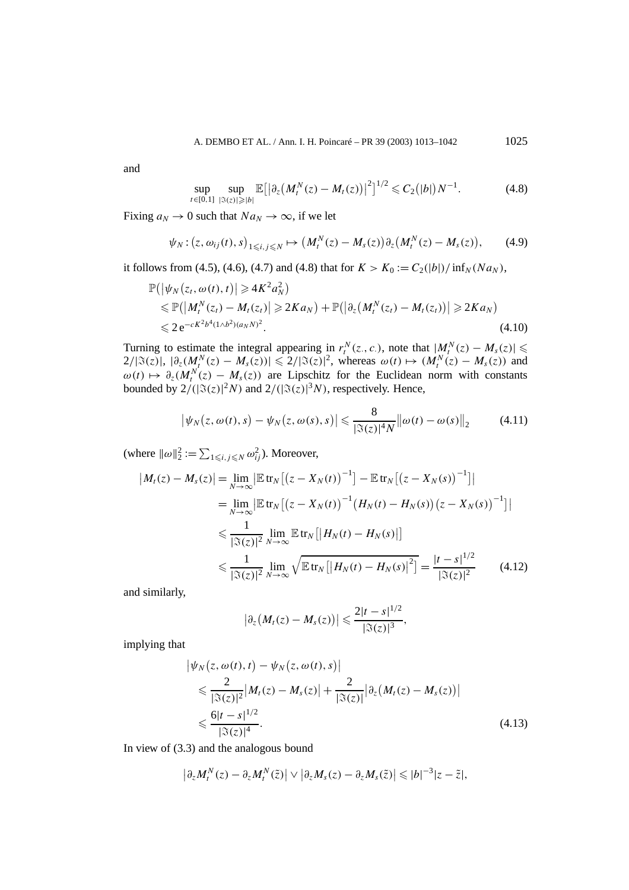and

$$\sup_{t\in[0,1]} \sup_{|\Im(z)|\geqslant |b|} \mathbb{E}\big[\big|\partial_z\big(M_t^N(z)-M_t(z)\big)\big|^2\big]^{1/2} \leqslant C_2\big(|b|\big)N^{-1}. \tag{4.8}$$

Fixing $a_N \to 0$ such that $Na_N \to \infty$, if we let

$$\psi_N : \big(z, \omega_{ij}(t), s\big)_{1\leqslant i,j\leqslant N} \mapsto \big(M_t^N(z) - M_s(z)\big)\partial_z\big(M_t^N(z) - M_s(z)\big), \tag{4.9}$$

it follows from (4.5), (4.6), (4.7) and (4.8) that for $K > K_0 := C_2(|b|)/\inf_N(Na_N)$,

$$\begin{aligned}
&\mathbb{P}\big(\big|\psi_N\big(z_t, \omega(t), t\big)\big| \geqslant 4K^2 a_N^2\big) \\
&\quad\leqslant \mathbb{P}\big(\big|M_t^N(z_t) - M_t(z_t)\big| \geqslant 2Ka_N\big) + \mathbb{P}\big(\big|\partial_z\big(M_t^N(z_t) - M_t(z_t)\big)\big| \geqslant 2Ka_N\big) \\
&\quad\leqslant 2\,\mathrm{e}^{-cK^2b^4(1\wedge b^2)(a_N N)^2}.
\end{aligned} \tag{4.10}$$

Turning to estimate the integral appearing in $r_t^N(z_\cdot, c_\cdot)$, note that $|M_t^N(z) - M_s(z)| \leqslant 2/|\Im(z)|$, $|\partial_z(M_t^N(z) - M_s(z))| \leqslant 2/|\Im(z)|^2$, whereas $\omega(t) \mapsto (M_t^N(z) - M_s(z))$ and $\omega(t) \mapsto \partial_z(M_t^N(z) - M_s(z))$ are Lipschitz for the Euclidean norm with constants bounded by $2/(|\Im(z)|^2 N)$ and $2/(|\Im(z)|^3 N)$, respectively. Hence,

$$\big|\psi_N\big(z, \omega(t), s\big) - \psi_N\big(z, \omega(s), s\big)\big| \leqslant \frac{8}{|\Im(z)|^4 N}\big\|\omega(t) - \omega(s)\big\|_2 \tag{4.11}$$

(where $\|\omega\|_2^2 := \sum_{1\leqslant i,j\leqslant N} \omega_{ij}^2$). Moreover,

$$\begin{aligned}
\big|M_t(z) - M_s(z)\big| &= \lim_{N\to\infty}\big|\mathbb{E}\,\mathrm{tr}_N\big[\big(z - X_N(t)\big)^{-1}\big] - \mathbb{E}\,\mathrm{tr}_N\big[\big(z - X_N(s)\big)^{-1}\big]\big| \\
&= \lim_{N\to\infty}\big|\mathbb{E}\,\mathrm{tr}_N\big[\big(z - X_N(t)\big)^{-1}\big(H_N(t) - H_N(s)\big)\big(z - X_N(s)\big)^{-1}\big]\big| \\
&\leqslant \frac{1}{|\Im(z)|^2}\lim_{N\to\infty}\mathbb{E}\,\mathrm{tr}_N\big[\big|H_N(t) - H_N(s)\big|\big] \\
&\leqslant \frac{1}{|\Im(z)|^2}\lim_{N\to\infty}\sqrt{\mathbb{E}\,\mathrm{tr}_N\big[\big|H_N(t) - H_N(s)\big|^2\big]} = \frac{|t-s|^{1/2}}{|\Im(z)|^2}
\end{aligned} \tag{4.12}$$

and similarly,

$$\big|\partial_z\big(M_t(z) - M_s(z)\big)\big| \leqslant \frac{2|t-s|^{1/2}}{|\Im(z)|^3},$$

implying that

$$\begin{aligned}
&\big|\psi_N\big(z, \omega(t), t\big) - \psi_N\big(z, \omega(t), s\big)\big| \\
&\quad\leqslant \frac{2}{|\Im(z)|^2}\big|M_t(z) - M_s(z)\big| + \frac{2}{|\Im(z)|}\big|\partial_z\big(M_t(z) - M_s(z)\big)\big| \\
&\quad\leqslant \frac{6|t-s|^{1/2}}{|\Im(z)|^4}.
\end{aligned} \tag{4.13}$$

In view of (3.3) and the analogous bound

$$\big|\partial_z M_t^N(z) - \partial_z M_t^N(\tilde{z})\big| \vee \big|\partial_z M_s(z) - \partial_z M_s(\tilde{z})\big| \leqslant |b|^{-3}|z - \tilde{z}|,$$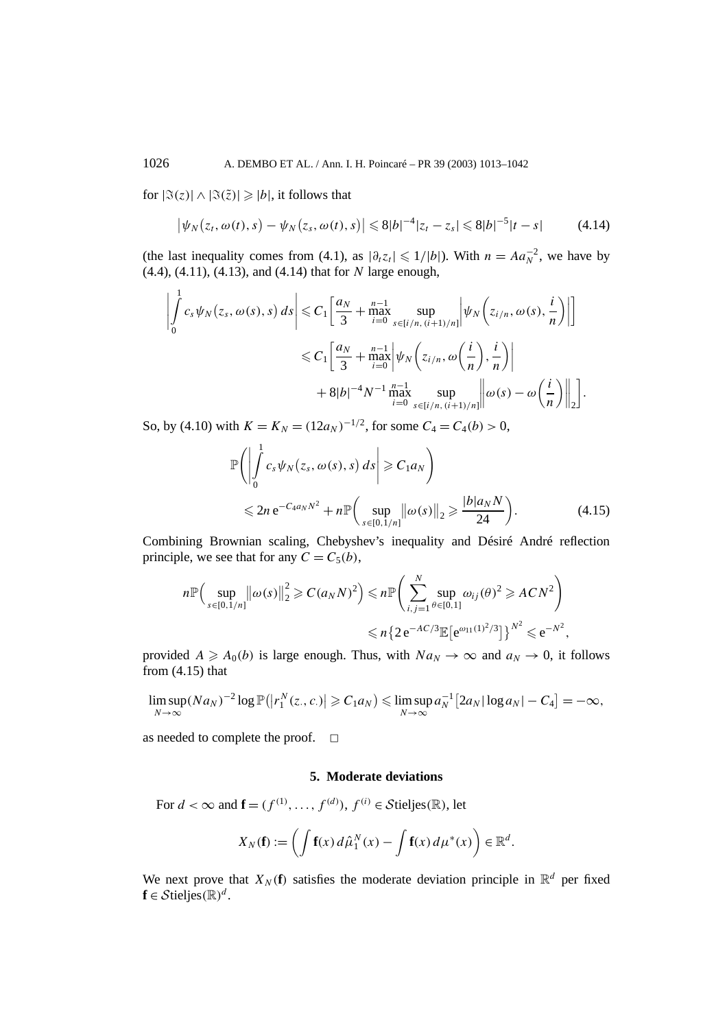for $|\Im(z)| \wedge |\Im(\tilde{z})| \geqslant |b|$, it follows that

$$\left|\psi_N\big(z_t, \omega(t), s\big) - \psi_N\big(z_s, \omega(t), s\big)\right| \leqslant 8|b|^{-4}|z_t - z_s| \leqslant 8|b|^{-5}|t-s| \tag{4.14}$$

(the last inequality comes from (4.1), as $|\partial_t z_t| \leqslant 1/|b|$). With $n = Aa_N^{-2}$, we have by (4.4), (4.11), (4.13), and (4.14) that for $N$ large enough,

$$\begin{aligned}
\left|\int_0^1 c_s \psi_N\big(z_s, \omega(s), s\big)\, ds\right| &\leqslant C_1\left[\frac{a_N}{3} + \max_{i=0}^{n-1} \sup_{s\in[i/n,(i+1)/n]}\left|\psi_N\left(z_{i/n}, \omega(s), \frac{i}{n}\right)\right|\right] \\
&\leqslant C_1\left[\frac{a_N}{3} + \max_{i=0}^{n-1}\left|\psi_N\left(z_{i/n}, \omega\left(\frac{i}{n}\right), \frac{i}{n}\right)\right|\right. \\
&\qquad \left. + 8|b|^{-4}N^{-1}\max_{i=0}^{n-1}\sup_{s\in[i/n,(i+1)/n]}\left\|\omega(s) - \omega\left(\frac{i}{n}\right)\right\|_2\right].
\end{aligned}$$

So, by (4.10) with $K = K_N = (12a_N)^{-1/2}$, for some $C_4 = C_4(b) > 0$,

$$\begin{aligned}
&\mathbb{P}\left(\left|\int_0^1 c_s\psi_N\big(z_s, \omega(s), s\big)\, ds\right| \geqslant C_1 a_N\right) \\
&\quad \leqslant 2n\,\mathrm{e}^{-C_4 a_N N^2} + n\mathbb{P}\left(\sup_{s\in[0,1/n]}\big\|\omega(s)\big\|_2 \geqslant \frac{|b|a_N N}{24}\right).
\end{aligned} \tag{4.15}$$

Combining Brownian scaling, Chebyshev's inequality and Désiré André reflection principle, we see that for any $C = C_5(b)$,

$$\begin{aligned}
n\mathbb{P}\Big(\sup_{s\in[0,1/n]}\big\|\omega(s)\big\|_2^2 \geqslant C(a_N N)^2\Big) &\leqslant n\mathbb{P}\left(\sum_{i,j=1}^N \sup_{\theta\in[0,1]} \omega_{ij}(\theta)^2 \geqslant ACN^2\right) \\
&\leqslant n\big\{2\,\mathrm{e}^{-AC/3}\mathbb{E}\big[\mathrm{e}^{\omega_{11}(1)^2/3}\big]\big\}^{N^2} \leqslant \mathrm{e}^{-N^2},
\end{aligned}$$

provided $A \geqslant A_0(b)$ is large enough. Thus, with $Na_N \to \infty$ and $a_N \to 0$, it follows from (4.15) that

$$\limsup_{N\to\infty}(Na_N)^{-2}\log\mathbb{P}\big(\big|r_1^N(z_\cdot, c_\cdot)\big| \geqslant C_1 a_N\big) \leqslant \limsup_{N\to\infty} a_N^{-1}\big[2a_N|\log a_N| - C_4\big] = -\infty,$$

as needed to complete the proof. $\square$

## 5. Moderate deviations

For $d < \infty$ and $\mathbf{f} = (f^{(1)}, \ldots, f^{(d)})$, $f^{(i)} \in \mathcal{S}\text{tieljes}(\mathbb{R})$, let

$$X_N(\mathbf{f}) := \left(\int \mathbf{f}(x)\, d\hat{\mu}_1^N(x) - \int \mathbf{f}(x)\, d\mu^*(x)\right) \in \mathbb{R}^d.$$

We next prove that $X_N(\mathbf{f})$ satisfies the moderate deviation principle in $\mathbb{R}^d$ per fixed $\mathbf{f} \in \mathcal{S}\text{tieljes}(\mathbb{R})^d$.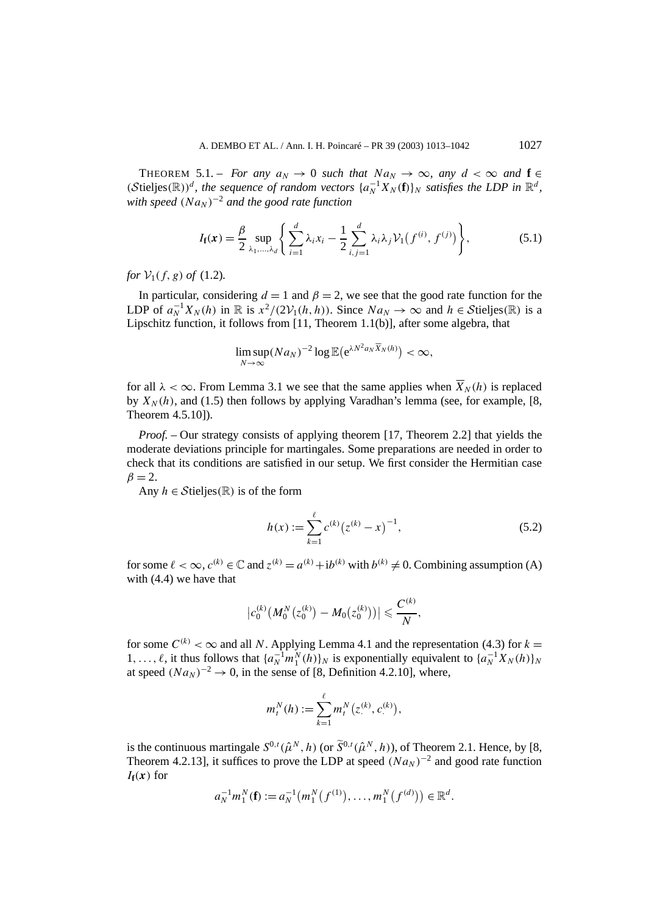THEOREM 5.1. – *For any $a_N \to 0$ such that $Na_N \to \infty$, any $d < \infty$ and $\mathbf{f} \in (\mathcal{S}\text{tieljes}(\mathbb{R}))^d$, the sequence of random vectors $\{a_N^{-1} X_N(\mathbf{f})\}_N$ satisfies the LDP in $\mathbb{R}^d$, with speed $(Na_N)^{-2}$ and the good rate function*

$$I_{\mathbf{f}}(\boldsymbol{x}) = \frac{\beta}{2} \sup_{\lambda_1,\ldots,\lambda_d} \left\{ \sum_{i=1}^d \lambda_i x_i - \frac{1}{2} \sum_{i,j=1}^d \lambda_i \lambda_j \mathcal{V}_1\big(f^{(i)}, f^{(j)}\big) \right\}, \tag{5.1}$$

*for $\mathcal{V}_1(f,g)$ of* (1.2).

In particular, considering $d = 1$ and $\beta = 2$, we see that the good rate function for the LDP of $a_N^{-1} X_N(h)$ in $\mathbb{R}$ is $x^2/(2\mathcal{V}_1(h,h))$. Since $Na_N \to \infty$ and $h \in \mathcal{S}\text{tieljes}(\mathbb{R})$ is a Lipschitz function, it follows from [11, Theorem 1.1(b)], after some algebra, that

$$\limsup_{N\to\infty} (Na_N)^{-2} \log \mathbb{E}\big(\mathrm{e}^{\lambda N^2 a_N \overline{X}_N(h)}\big) < \infty,$$

for all $\lambda < \infty$. From Lemma 3.1 we see that the same applies when $\overline{X}_N(h)$ is replaced by $X_N(h)$, and (1.5) then follows by applying Varadhan's lemma (see, for example, [8, Theorem 4.5.10]).

*Proof.* – Our strategy consists of applying theorem [17, Theorem 2.2] that yields the moderate deviations principle for martingales. Some preparations are needed in order to check that its conditions are satisfied in our setup. We first consider the Hermitian case $\beta = 2$.

Any $h \in \mathcal{S}\text{tieljes}(\mathbb{R})$ is of the form

$$h(x) := \sum_{k=1}^{\ell} c^{(k)} \big(z^{(k)} - x\big)^{-1}, \tag{5.2}$$

for some $\ell < \infty$, $c^{(k)} \in \mathbb{C}$ and $z^{(k)} = a^{(k)} + \mathrm{i} b^{(k)}$ with $b^{(k)} \neq 0$. Combining assumption (A) with (4.4) we have that

$$\big|c_0^{(k)}\big(M_0^N\big(z_0^{(k)}\big) - M_0\big(z_0^{(k)}\big)\big)\big| \leqslant \frac{C^{(k)}}{N},$$

for some $C^{(k)} < \infty$ and all $N$. Applying Lemma 4.1 and the representation (4.3) for $k = 1, \ldots, \ell$, it thus follows that $\{a_N^{-1} m_1^N(h)\}_N$ is exponentially equivalent to $\{a_N^{-1} X_N(h)\}_N$ at speed $(Na_N)^{-2} \to 0$, in the sense of [8, Definition 4.2.10], where,

$$m_t^N(h) := \sum_{k=1}^{\ell} m_t^N\big(z_\cdot^{(k)}, c_\cdot^{(k)}\big),$$

is the continuous martingale $S^{0,t}(\hat{\mu}^N, h)$ (or $\widetilde{S}^{0,t}(\hat{\mu}^N, h)$), of Theorem 2.1. Hence, by [8, Theorem 4.2.13], it suffices to prove the LDP at speed $(Na_N)^{-2}$ and good rate function $I_{\mathbf{f}}(\boldsymbol{x})$ for

$$a_N^{-1} m_1^N(\mathbf{f}) := a_N^{-1}\big(m_1^N\big(f^{(1)}\big), \ldots, m_1^N\big(f^{(d)}\big)\big) \in \mathbb{R}^d.$$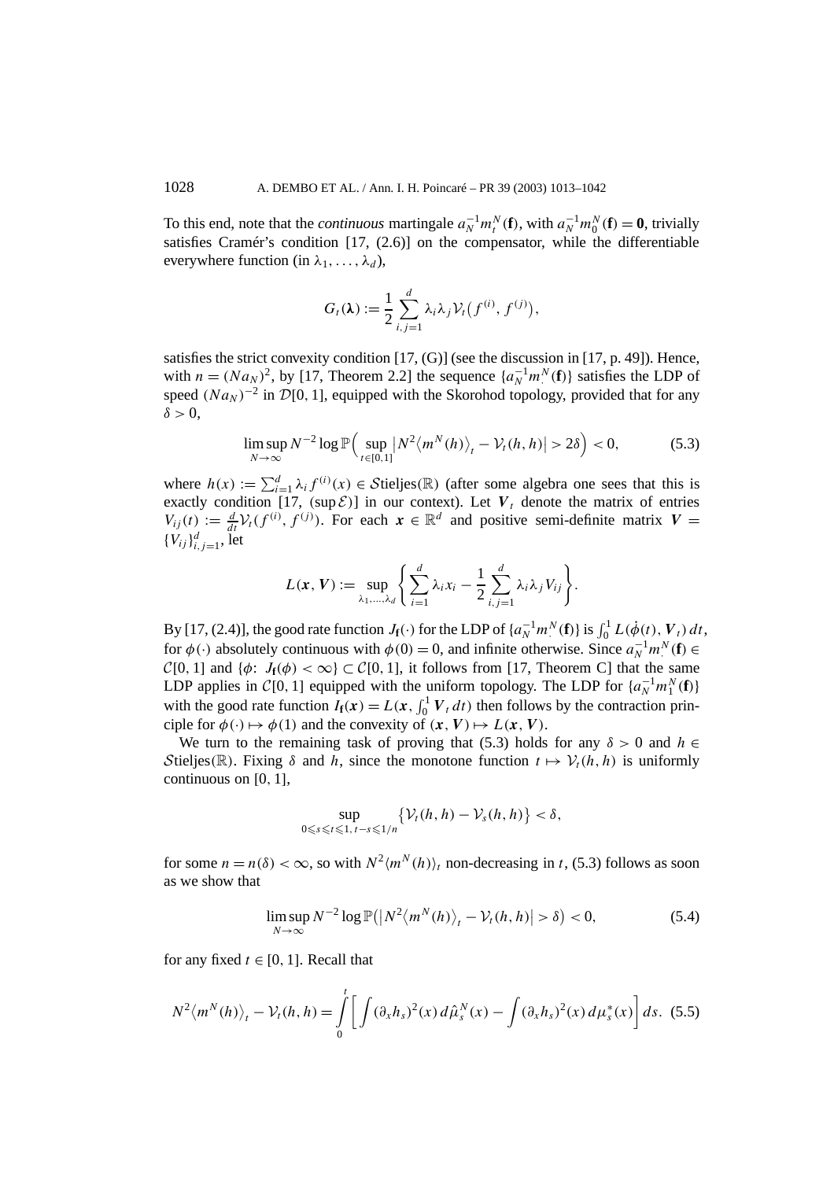To this end, note that the *continuous* martingale $a_N^{-1} m_t^N(\mathbf{f})$, with $a_N^{-1} m_0^N(\mathbf{f}) = \mathbf{0}$, trivially satisfies Cramér's condition [17, (2.6)] on the compensator, while the differentiable everywhere function (in $\lambda_1, \ldots, \lambda_d$),

$$G_t(\boldsymbol{\lambda}) := \frac{1}{2} \sum_{i,j=1}^{d} \lambda_i \lambda_j \mathcal{V}_t\big(f^{(i)}, f^{(j)}\big),$$

satisfies the strict convexity condition [17, (G)] (see the discussion in [17, p. 49]). Hence, with $n = (N a_N)^2$, by [17, Theorem 2.2] the sequence $\{a_N^{-1} m_\cdot^N(\mathbf{f})\}$ satisfies the LDP of speed $(N a_N)^{-2}$ in $\mathcal{D}[0,1]$, equipped with the Skorohod topology, provided that for any $\delta > 0$,

$$\limsup_{N\to\infty} N^{-2} \log \mathbb{P}\Big( \sup_{t\in[0,1]} \big| N^2 \big\langle m^N(h) \big\rangle_t - \mathcal{V}_t(h,h) \big| > 2\delta \Big) < 0, \tag{5.3}$$

where $h(x) := \sum_{i=1}^{d} \lambda_i f^{(i)}(x) \in \mathcal{S}\text{tieljes}(\mathbb{R})$ (after some algebra one sees that this is exactly condition [17, $(\sup \mathcal{E})$] in our context). Let $\boldsymbol{V}_t$ denote the matrix of entries $V_{ij}(t) := \frac{d}{dt} \mathcal{V}_t(f^{(i)}, f^{(j)})$. For each $\boldsymbol{x} \in \mathbb{R}^d$ and positive semi-definite matrix $\boldsymbol{V} = \{V_{ij}\}_{i,j=1}^{d}$, let

$$L(\boldsymbol{x}, \boldsymbol{V}) := \sup_{\lambda_1,\ldots,\lambda_d} \left\{ \sum_{i=1}^{d} \lambda_i x_i - \frac{1}{2} \sum_{i,j=1}^{d} \lambda_i \lambda_j V_{ij} \right\}.$$

By [17, (2.4)], the good rate function $J_{\mathbf{f}}(\cdot)$ for the LDP of $\{a_N^{-1} m_\cdot^N(\mathbf{f})\}$ is $\int_0^1 L(\dot\phi(t), \boldsymbol{V}_t)\, dt$, for $\phi(\cdot)$ absolutely continuous with $\phi(0) = 0$, and infinite otherwise. Since $a_N^{-1} m_\cdot^N(\mathbf{f}) \in \mathcal{C}[0,1]$ and $\{\phi\colon J_{\mathbf{f}}(\phi) < \infty\} \subset \mathcal{C}[0,1]$, it follows from [17, Theorem C] that the same LDP applies in $\mathcal{C}[0,1]$ equipped with the uniform topology. The LDP for $\{a_N^{-1} m_1^N(\mathbf{f})\}$ with the good rate function $I_{\mathbf{f}}(\boldsymbol{x}) = L(\boldsymbol{x}, \int_0^1 \boldsymbol{V}_t\, dt)$ then follows by the contraction principle for $\phi(\cdot) \mapsto \phi(1)$ and the convexity of $(\boldsymbol{x}, \boldsymbol{V}) \mapsto L(\boldsymbol{x}, \boldsymbol{V})$.

We turn to the remaining task of proving that (5.3) holds for any $\delta > 0$ and $h \in \mathcal{S}\text{tieljes}(\mathbb{R})$. Fixing $\delta$ and $h$, since the monotone function $t \mapsto \mathcal{V}_t(h,h)$ is uniformly continuous on $[0,1]$,

$$\sup_{0\leqslant s\leqslant t\leqslant 1,\, t-s\leqslant 1/n} \big\{ \mathcal{V}_t(h,h) - \mathcal{V}_s(h,h) \big\} < \delta,$$

for some $n = n(\delta) < \infty$, so with $N^2 \langle m^N(h) \rangle_t$ non-decreasing in $t$, (5.3) follows as soon as we show that

$$\limsup_{N\to\infty} N^{-2} \log \mathbb{P}\big( \big| N^2 \big\langle m^N(h) \big\rangle_t - \mathcal{V}_t(h,h) \big| > \delta \big) < 0, \tag{5.4}$$

for any fixed $t \in [0,1]$. Recall that

$$N^2 \big\langle m^N(h) \big\rangle_t - \mathcal{V}_t(h,h) = \int_0^t \left[ \int (\partial_x h_s)^2(x)\, d\hat\mu_s^N(x) - \int (\partial_x h_s)^2(x)\, d\mu_s^*(x) \right] ds. \tag{5.5}$$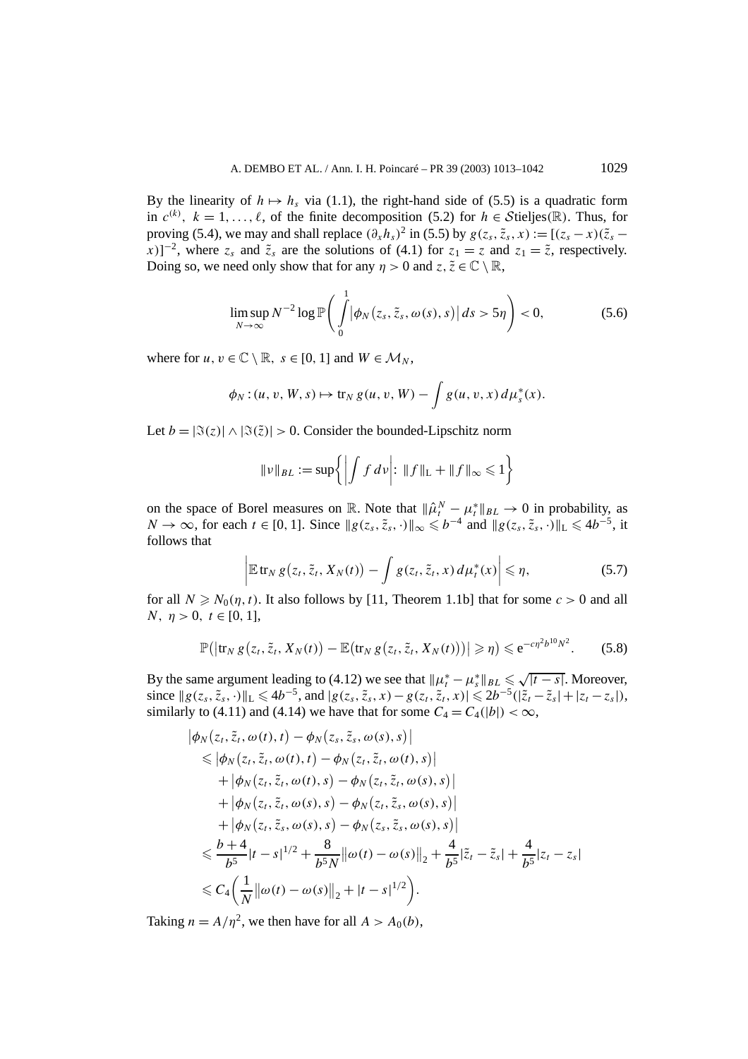By the linearity of $h \mapsto h_s$ via (1.1), the right-hand side of (5.5) is a quadratic form in $c^{(k)}$, $k = 1, \ldots, \ell$, of the finite decomposition (5.2) for $h \in \mathcal{S}\mathrm{tieljes}(\mathbb{R})$. Thus, for proving (5.4), we may and shall replace $(\partial_x h_s)^2$ in (5.5) by $g(z_s, \tilde{z}_s, x) := [(z_s - x)(\tilde{z}_s - x)]^{-2}$, where $z_s$ and $\tilde{z}_s$ are the solutions of (4.1) for $z_1 = z$ and $z_1 = \tilde{z}$, respectively. Doing so, we need only show that for any $\eta > 0$ and $z, \tilde{z} \in \mathbb{C} \setminus \mathbb{R}$,

$$\limsup_{N \to \infty} N^{-2} \log \mathbb{P}\left( \int_0^1 \left|\phi_N\left(z_s, \tilde{z}_s, \omega(s), s\right)\right| ds > 5\eta \right) < 0, \tag{5.6}$$

where for $u, v \in \mathbb{C} \setminus \mathbb{R}$, $s \in [0, 1]$ and $W \in \mathcal{M}_N$,

$$\phi_N : (u, v, W, s) \mapsto \mathrm{tr}_N\, g(u, v, W) - \int g(u, v, x)\, d\mu_s^*(x).$$

Let $b = |\Im(z)| \wedge |\Im(\tilde{z})| > 0$. Consider the bounded-Lipschitz norm

$$\|\nu\|_{BL} := \sup\left\{ \left|\int f\, d\nu\right| : \|f\|_{\mathrm{L}} + \|f\|_\infty \leqslant 1 \right\}$$

on the space of Borel measures on $\mathbb{R}$. Note that $\|\hat{\mu}_t^N - \mu_t^*\|_{BL} \to 0$ in probability, as $N \to \infty$, for each $t \in [0, 1]$. Since $\|g(z_s, \tilde{z}_s, \cdot)\|_\infty \leqslant b^{-4}$ and $\|g(z_s, \tilde{z}_s, \cdot)\|_{\mathrm{L}} \leqslant 4b^{-5}$, it follows that

$$\left| \mathbb{E}\, \mathrm{tr}_N\, g\left(z_t, \tilde{z}_t, X_N(t)\right) - \int g(z_t, \tilde{z}_t, x)\, d\mu_t^*(x) \right| \leqslant \eta, \tag{5.7}$$

for all $N \geqslant N_0(\eta, t)$. It also follows by [11, Theorem 1.1b] that for some $c > 0$ and all $N$, $\eta > 0$, $t \in [0, 1]$,

$$\mathbb{P}\left(\left|\mathrm{tr}_N\, g\left(z_t, \tilde{z}_t, X_N(t)\right) - \mathbb{E}\left(\mathrm{tr}_N\, g\left(z_t, \tilde{z}_t, X_N(t)\right)\right)\right| \geqslant \eta\right) \leqslant \mathrm{e}^{-c\eta^2 b^{10} N^2}. \tag{5.8}$$

By the same argument leading to (4.12) we see that $\|\mu_t^* - \mu_s^*\|_{BL} \leqslant \sqrt{|t - s|}$. Moreover, since $\|g(z_s, \tilde{z}_s, \cdot)\|_{\mathrm{L}} \leqslant 4b^{-5}$, and $|g(z_s, \tilde{z}_s, x) - g(z_t, \tilde{z}_t, x)| \leqslant 2b^{-5}(|\tilde{z}_t - \tilde{z}_s| + |z_t - z_s|)$, similarly to (4.11) and (4.14) we have that for some $C_4 = C_4(|b|) < \infty$,

$$\begin{aligned}
&\left|\phi_N\left(z_t, \tilde{z}_t, \omega(t), t\right) - \phi_N\left(z_s, \tilde{z}_s, \omega(s), s\right)\right| \\
&\quad \leqslant \left|\phi_N\left(z_t, \tilde{z}_t, \omega(t), t\right) - \phi_N\left(z_t, \tilde{z}_t, \omega(t), s\right)\right| \\
&\qquad + \left|\phi_N\left(z_t, \tilde{z}_t, \omega(t), s\right) - \phi_N\left(z_t, \tilde{z}_t, \omega(s), s\right)\right| \\
&\qquad + \left|\phi_N\left(z_t, \tilde{z}_t, \omega(s), s\right) - \phi_N\left(z_t, \tilde{z}_s, \omega(s), s\right)\right| \\
&\qquad + \left|\phi_N\left(z_t, \tilde{z}_s, \omega(s), s\right) - \phi_N\left(z_s, \tilde{z}_s, \omega(s), s\right)\right| \\
&\quad \leqslant \frac{b+4}{b^5}|t - s|^{1/2} + \frac{8}{b^5 N}\left\|\omega(t) - \omega(s)\right\|_2 + \frac{4}{b^5}|\tilde{z}_t - \tilde{z}_s| + \frac{4}{b^5}|z_t - z_s| \\
&\quad \leqslant C_4\left(\frac{1}{N}\left\|\omega(t) - \omega(s)\right\|_2 + |t - s|^{1/2}\right).
\end{aligned}$$

Taking $n = A/\eta^2$, we then have for all $A > A_0(b)$,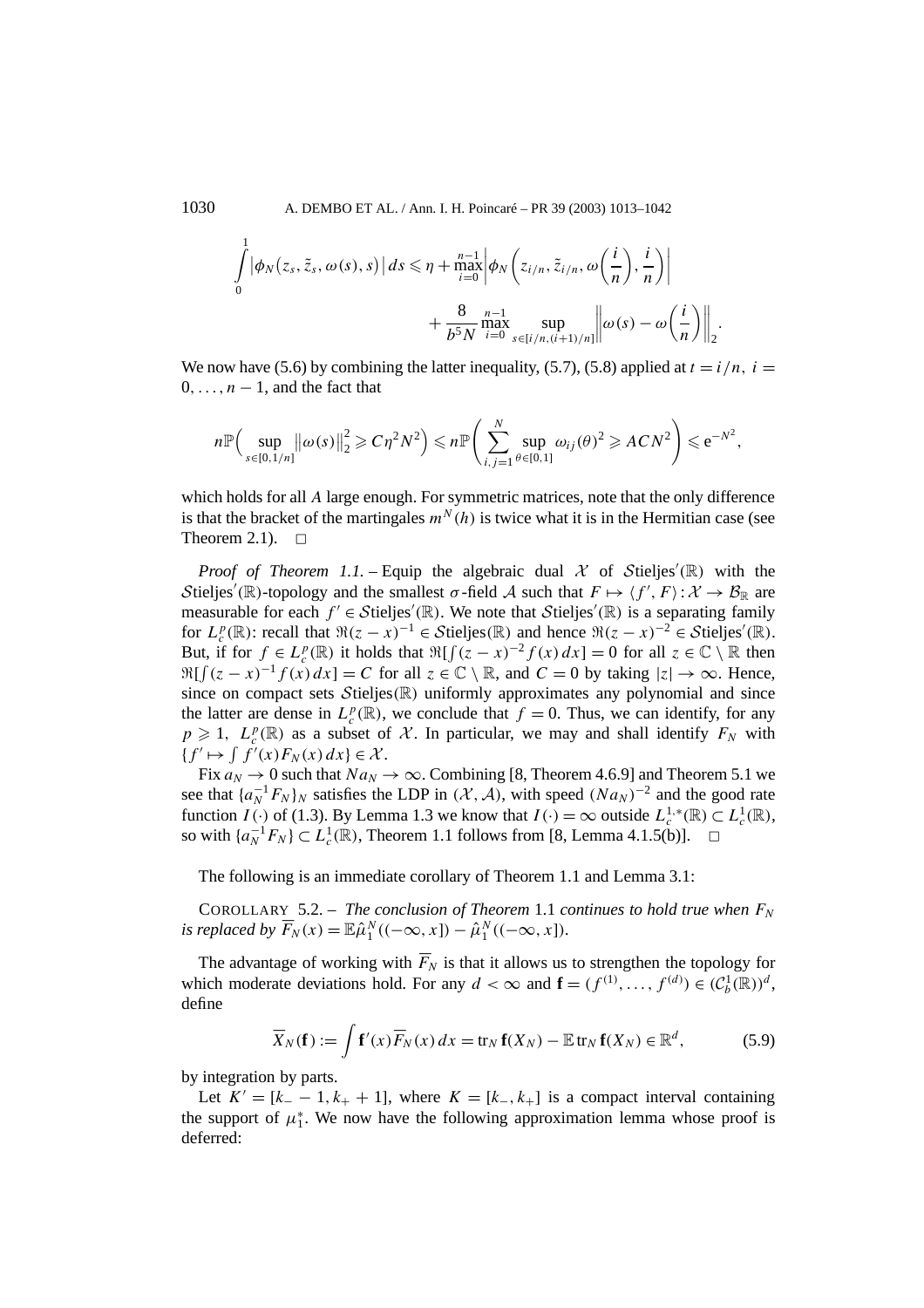$$\int_0^1 \left|\phi_N\left(z_s, \tilde{z}_s, \omega(s), s\right)\right| ds \leqslant \eta + \max_{i=0}^{n-1} \left|\phi_N\left(z_{i/n}, \tilde{z}_{i/n}, \omega\left(\frac{i}{n}\right), \frac{i}{n}\right)\right| + \frac{8}{b^5 N} \max_{i=0}^{n-1} \sup_{s\in[i/n,(i+1)/n]} \left\|\omega(s) - \omega\left(\frac{i}{n}\right)\right\|_2.$$

We now have (5.6) by combining the latter inequality, (5.7), (5.8) applied at $t = i/n$, $i = 0, \ldots, n-1$, and the fact that

$$n\mathbb{P}\Big(\sup_{s\in[0,1/n]} \left\|\omega(s)\right\|_2^2 \geqslant C\eta^2 N^2\Big) \leqslant n\mathbb{P}\left(\sum_{i,j=1}^{N} \sup_{\theta\in[0,1]} \omega_{ij}(\theta)^2 \geqslant ACN^2\right) \leqslant \mathrm{e}^{-N^2},$$

which holds for all $A$ large enough. For symmetric matrices, note that the only difference is that the bracket of the martingales $m^N(h)$ is twice what it is in the Hermitian case (see Theorem 2.1). $\square$

*Proof of Theorem 1.1.* – Equip the algebraic dual $\mathcal{X}$ of $\mathcal{S}\mathrm{tieljes}'(\mathbb{R})$ with the $\mathcal{S}\mathrm{tieljes}'(\mathbb{R})$-topology and the smallest $\sigma$-field $\mathcal{A}$ such that $F \mapsto \langle f', F\rangle : \mathcal{X} \to \mathcal{B}_\mathbb{R}$ are measurable for each $f' \in \mathcal{S}\mathrm{tieljes}'(\mathbb{R})$. We note that $\mathcal{S}\mathrm{tieljes}'(\mathbb{R})$ is a separating family for $L_c^p(\mathbb{R})$: recall that $\Re(z-x)^{-1} \in \mathcal{S}\mathrm{tieljes}(\mathbb{R})$ and hence $\Re(z-x)^{-2} \in \mathcal{S}\mathrm{tieljes}'(\mathbb{R})$. But, if for $f \in L_c^p(\mathbb{R})$ it holds that $\Re[\int (z-x)^{-2} f(x)\,dx] = 0$ for all $z \in \mathbb{C}\setminus\mathbb{R}$ then $\Re[\int (z-x)^{-1} f(x)\,dx] = C$ for all $z \in \mathbb{C}\setminus\mathbb{R}$, and $C = 0$ by taking $|z| \to \infty$. Hence, since on compact sets $\mathcal{S}\mathrm{tieljes}(\mathbb{R})$ uniformly approximates any polynomial and since the latter are dense in $L_c^p(\mathbb{R})$, we conclude that $f = 0$. Thus, we can identify, for any $p \geqslant 1$, $L_c^p(\mathbb{R})$ as a subset of $\mathcal{X}$. In particular, we may and shall identify $F_N$ with $\{f' \mapsto \int f'(x) F_N(x)\,dx\} \in \mathcal{X}$.

Fix $a_N \to 0$ such that $Na_N \to \infty$. Combining [8, Theorem 4.6.9] and Theorem 5.1 we see that $\{a_N^{-1} F_N\}_N$ satisfies the LDP in $(\mathcal{X}, \mathcal{A})$, with speed $(Na_N)^{-2}$ and the good rate function $I(\cdot)$ of (1.3). By Lemma 1.3 we know that $I(\cdot) = \infty$ outside $L_c^{1,*}(\mathbb{R}) \subset L_c^1(\mathbb{R})$, so with $\{a_N^{-1} F_N\} \subset L_c^1(\mathbb{R})$, Theorem 1.1 follows from [8, Lemma 4.1.5(b)]. $\square$

The following is an immediate corollary of Theorem 1.1 and Lemma 3.1:

COROLLARY 5.2. – *The conclusion of Theorem* 1.1 *continues to hold true when $F_N$ is replaced by $\overline{F}_N(x) = \mathbb{E}\hat{\mu}_1^N((-\infty, x]) - \hat{\mu}_1^N((-\infty, x])$.*

The advantage of working with $\overline{F}_N$ is that it allows us to strengthen the topology for which moderate deviations hold. For any $d < \infty$ and $\mathbf{f} = (f^{(1)}, \ldots, f^{(d)}) \in (\mathcal{C}_b^1(\mathbb{R}))^d$, define

$$\overline{X}_N(\mathbf{f}) := \int \mathbf{f}'(x)\overline{F}_N(x)\,dx = \mathrm{tr}_N\,\mathbf{f}(X_N) - \mathbb{E}\,\mathrm{tr}_N\,\mathbf{f}(X_N) \in \mathbb{R}^d, \tag{5.9}$$

by integration by parts.

Let $K' = [k_- - 1, k_+ + 1]$, where $K = [k_-, k_+]$ is a compact interval containing the support of $\mu_1^*$. We now have the following approximation lemma whose proof is deferred: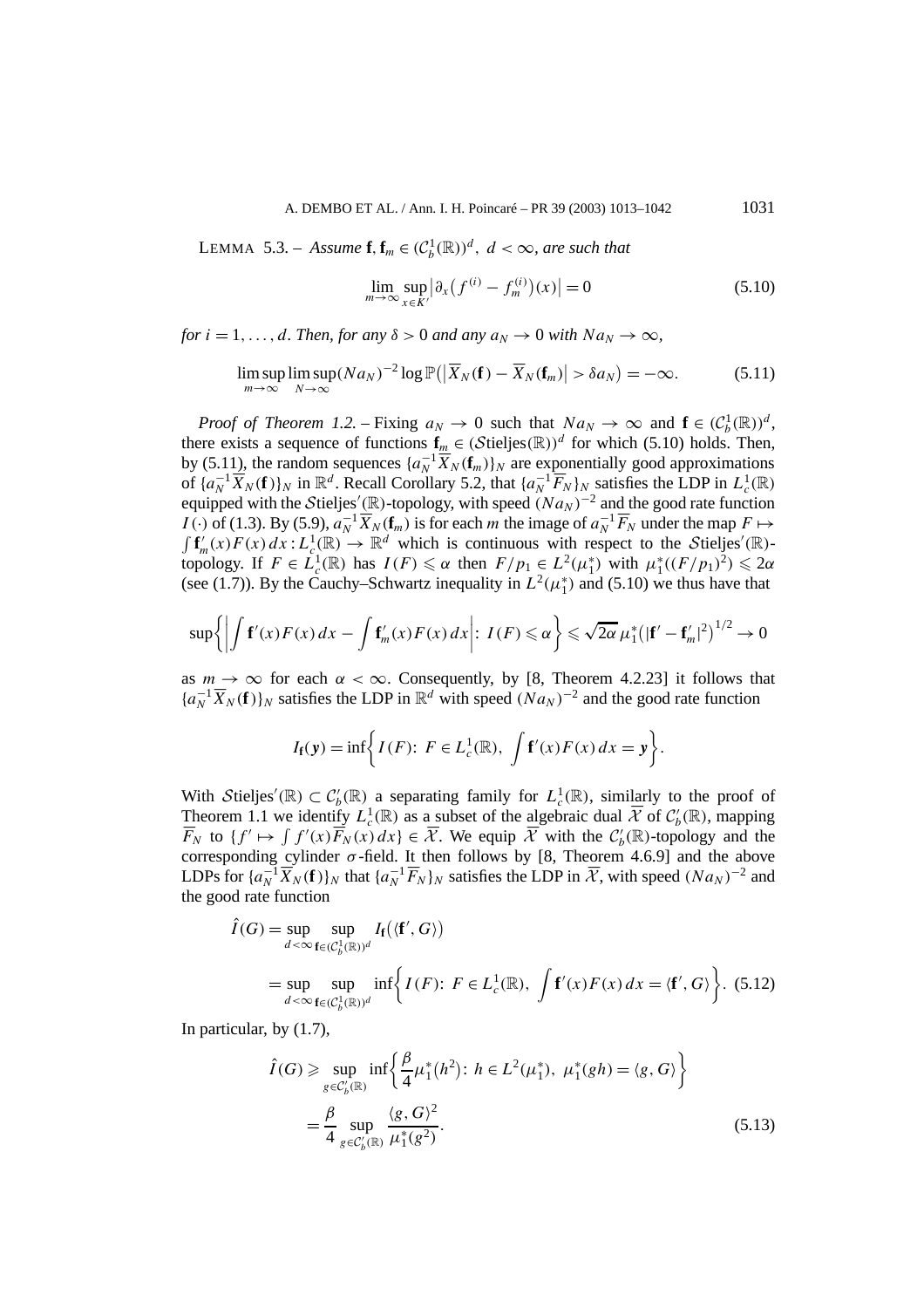LEMMA 5.3. – *Assume* $\mathbf{f}, \mathbf{f}_m \in (\mathcal{C}_b^1(\mathbb{R}))^d$, $d < \infty$, *are such that*

$$
\lim_{m\to\infty} \sup_{x\in K'} \left|\partial_x\big(f^{(i)} - f_m^{(i)}\big)(x)\right| = 0 \tag{5.10}
$$

*for* $i = 1, \ldots, d$. *Then, for any* $\delta > 0$ *and any* $a_N \to 0$ *with* $Na_N \to \infty$,

$$
\limsup_{m\to\infty} \limsup_{N\to\infty} (Na_N)^{-2} \log \mathbb{P}\big(\big|\overline{X}_N(\mathbf{f}) - \overline{X}_N(\mathbf{f}_m)\big| > \delta a_N\big) = -\infty. \tag{5.11}
$$

*Proof of Theorem 1.2.* – Fixing $a_N \to 0$ such that $Na_N \to \infty$ and $\mathbf{f} \in (\mathcal{C}_b^1(\mathbb{R}))^d$, there exists a sequence of functions $\mathbf{f}_m \in (\mathcal{S}\text{tieljes}(\mathbb{R}))^d$ for which (5.10) holds. Then, by (5.11), the random sequences $\{a_N^{-1}\overline{X}_N(\mathbf{f}_m)\}_N$ are exponentially good approximations of $\{a_N^{-1}\overline{X}_N(\mathbf{f})\}_N$ in $\mathbb{R}^d$. Recall Corollary 5.2, that $\{a_N^{-1}\overline{F}_N\}_N$ satisfies the LDP in $L_c^1(\mathbb{R})$ equipped with the $\mathcal{S}\text{tieljes}'(\mathbb{R})$-topology, with speed $(Na_N)^{-2}$ and the good rate function $I(\cdot)$ of (1.3). By (5.9), $a_N^{-1}\overline{X}_N(\mathbf{f}_m)$ is for each $m$ the image of $a_N^{-1}\overline{F}_N$ under the map $F \mapsto \int \mathbf{f}_m'(x)F(x)\,dx : L_c^1(\mathbb{R}) \to \mathbb{R}^d$ which is continuous with respect to the $\mathcal{S}\text{tieljes}'(\mathbb{R})$-topology. If $F \in L_c^1(\mathbb{R})$ has $I(F) \leqslant \alpha$ then $F/p_1 \in L^2(\mu_1^*)$ with $\mu_1^*((F/p_1)^2) \leqslant 2\alpha$ (see (1.7)). By the Cauchy–Schwartz inequality in $L^2(\mu_1^*)$ and (5.10) we thus have that

$$
\sup\left\{\left|\int \mathbf{f}'(x)F(x)\,dx - \int \mathbf{f}_m'(x)F(x)\,dx\right| : \ I(F) \leqslant \alpha\right\} \leqslant \sqrt{2\alpha}\,\mu_1^*\big(|\mathbf{f}' - \mathbf{f}_m'|^2\big)^{1/2} \to 0
$$

as $m \to \infty$ for each $\alpha < \infty$. Consequently, by [8, Theorem 4.2.23] it follows that $\{a_N^{-1}\overline{X}_N(\mathbf{f})\}_N$ satisfies the LDP in $\mathbb{R}^d$ with speed $(Na_N)^{-2}$ and the good rate function

$$
I_{\mathbf{f}}(\mathbf{y}) = \inf\left\{I(F) : \ F \in L_c^1(\mathbb{R}), \ \int \mathbf{f}'(x)F(x)\,dx = \mathbf{y}\right\}.
$$

With $\mathcal{S}\text{tieljes}'(\mathbb{R}) \subset \mathcal{C}_b'(\mathbb{R})$ a separating family for $L_c^1(\mathbb{R})$, similarly to the proof of Theorem 1.1 we identify $L_c^1(\mathbb{R})$ as a subset of the algebraic dual $\overline{\mathcal{X}}$ of $\mathcal{C}_b'(\mathbb{R})$, mapping $\overline{F}_N$ to $\{f' \mapsto \int f'(x)\overline{F}_N(x)\,dx\} \in \overline{\mathcal{X}}$. We equip $\overline{\mathcal{X}}$ with the $\mathcal{C}_b'(\mathbb{R})$-topology and the corresponding cylinder $\sigma$-field. It then follows by [8, Theorem 4.6.9] and the above LDPs for $\{a_N^{-1}\overline{X}_N(\mathbf{f})\}_N$ that $\{a_N^{-1}\overline{F}_N\}_N$ satisfies the LDP in $\overline{\mathcal{X}}$, with speed $(Na_N)^{-2}$ and the good rate function

$$
\begin{aligned}
\hat{I}(G) &= \sup_{d<\infty} \sup_{\mathbf{f}\in(\mathcal{C}_b^1(\mathbb{R}))^d} I_{\mathbf{f}}\big(\langle \mathbf{f}', G\rangle\big) \\
&= \sup_{d<\infty} \sup_{\mathbf{f}\in(\mathcal{C}_b^1(\mathbb{R}))^d} \inf\left\{I(F) : \ F \in L_c^1(\mathbb{R}), \ \int \mathbf{f}'(x)F(x)\,dx = \langle \mathbf{f}', G\rangle\right\}. 
\end{aligned} \tag{5.12}
$$

In particular, by (1.7),

$$
\begin{aligned}
\hat{I}(G) &\geqslant \sup_{g\in\mathcal{C}_b'(\mathbb{R})} \inf\left\{\frac{\beta}{4}\mu_1^*(h^2) : \ h \in L^2(\mu_1^*), \ \mu_1^*(gh) = \langle g, G\rangle\right\} \\
&= \frac{\beta}{4} \sup_{g\in\mathcal{C}_b'(\mathbb{R})} \frac{\langle g, G\rangle^2}{\mu_1^*(g^2)}.
\end{aligned} \tag{5.13}
$$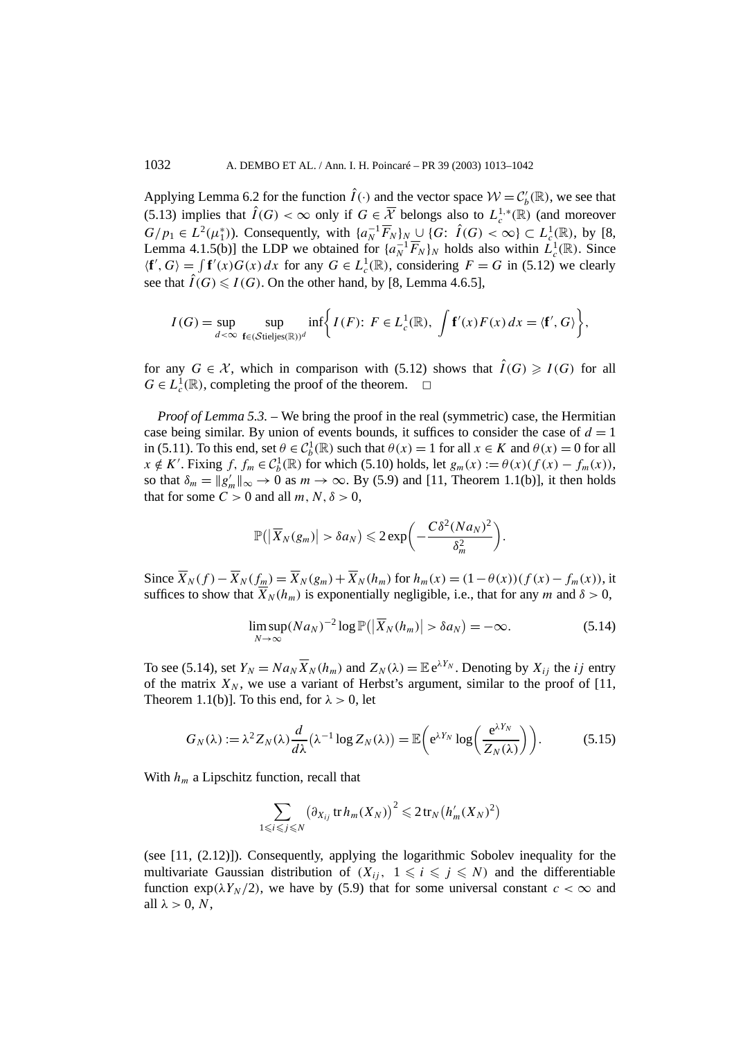Applying Lemma 6.2 for the function $\hat{I}(\cdot)$ and the vector space $\mathcal{W} = \mathcal{C}_b'(\mathbb{R})$, we see that (5.13) implies that $\hat{I}(G) < \infty$ only if $G \in \overline{\mathcal{X}}$ belongs also to $L_c^{1,*}(\mathbb{R})$ (and moreover $G/p_1 \in L^2(\mu_1^*)$). Consequently, with $\{a_N^{-1}\overline{F}_N\}_N \cup \{G\colon\ \hat{I}(G) < \infty\} \subset L_c^1(\mathbb{R})$, by [8, Lemma 4.1.5(b)] the LDP we obtained for $\{a_N^{-1}\overline{F}_N\}_N$ holds also within $L_c^1(\mathbb{R})$. Since $\langle \mathbf{f}', G\rangle = \int \mathbf{f}'(x)G(x)\,dx$ for any $G \in L_c^1(\mathbb{R})$, considering $F = G$ in (5.12) we clearly see that $\hat{I}(G) \leqslant I(G)$. On the other hand, by [8, Lemma 4.6.5],

$$I(G) = \sup_{d<\infty} \sup_{\mathbf{f}\in(\mathcal{S}\text{tieljes}(\mathbb{R}))^d} \inf\left\{ I(F)\colon\ F \in L_c^1(\mathbb{R}),\ \int \mathbf{f}'(x)F(x)\,dx = \langle \mathbf{f}', G\rangle \right\},$$

for any $G \in \mathcal{X}$, which in comparison with (5.12) shows that $\hat{I}(G) \geqslant I(G)$ for all $G \in L_c^1(\mathbb{R})$, completing the proof of the theorem. $\square$

*Proof of Lemma 5.3.* – We bring the proof in the real (symmetric) case, the Hermitian case being similar. By union of events bounds, it suffices to consider the case of $d = 1$ in (5.11). To this end, set $\theta \in \mathcal{C}_b^1(\mathbb{R})$ such that $\theta(x) = 1$ for all $x \in K$ and $\theta(x) = 0$ for all $x \notin K'$. Fixing $f, f_m \in \mathcal{C}_b^1(\mathbb{R})$ for which (5.10) holds, let $g_m(x) := \theta(x)(f(x) - f_m(x))$, so that $\delta_m = \|g_m'\|_\infty \to 0$ as $m \to \infty$. By (5.9) and [11, Theorem 1.1(b)], it then holds that for some $C > 0$ and all $m, N, \delta > 0$,

$$\mathbb{P}\left(\left|\overline{X}_N(g_m)\right| > \delta a_N\right) \leqslant 2\exp\left(-\frac{C\delta^2(Na_N)^2}{\delta_m^2}\right).$$

Since $\overline{X}_N(f) - \overline{X}_N(f_m) = \overline{X}_N(g_m) + \overline{X}_N(h_m)$ for $h_m(x) = (1-\theta(x))(f(x) - f_m(x))$, it suffices to show that $\overline{X}_N(h_m)$ is exponentially negligible, i.e., that for any $m$ and $\delta > 0$,

$$\limsup_{N\to\infty}(Na_N)^{-2}\log \mathbb{P}\left(\left|\overline{X}_N(h_m)\right| > \delta a_N\right) = -\infty. \tag{5.14}$$

To see (5.14), set $Y_N = Na_N\overline{X}_N(h_m)$ and $Z_N(\lambda) = \mathbb{E}\,e^{\lambda Y_N}$. Denoting by $X_{ij}$ the $ij$ entry of the matrix $X_N$, we use a variant of Herbst's argument, similar to the proof of [11, Theorem 1.1(b)]. To this end, for $\lambda > 0$, let

$$G_N(\lambda) := \lambda^2 Z_N(\lambda)\frac{d}{d\lambda}\left(\lambda^{-1}\log Z_N(\lambda)\right) = \mathbb{E}\left(e^{\lambda Y_N}\log\left(\frac{e^{\lambda Y_N}}{Z_N(\lambda)}\right)\right). \tag{5.15}$$

With $h_m$ a Lipschitz function, recall that

$$\sum_{1\leqslant i\leqslant j\leqslant N}\left(\partial_{X_{ij}}\operatorname{tr} h_m(X_N)\right)^2 \leqslant 2\operatorname{tr}_N\left(h_m'(X_N)^2\right)$$

(see [11, (2.12)]). Consequently, applying the logarithmic Sobolev inequality for the multivariate Gaussian distribution of $(X_{ij},\ 1 \leqslant i \leqslant j \leqslant N)$ and the differentiable function $\exp(\lambda Y_N/2)$, we have by (5.9) that for some universal constant $c < \infty$ and all $\lambda > 0$, $N$,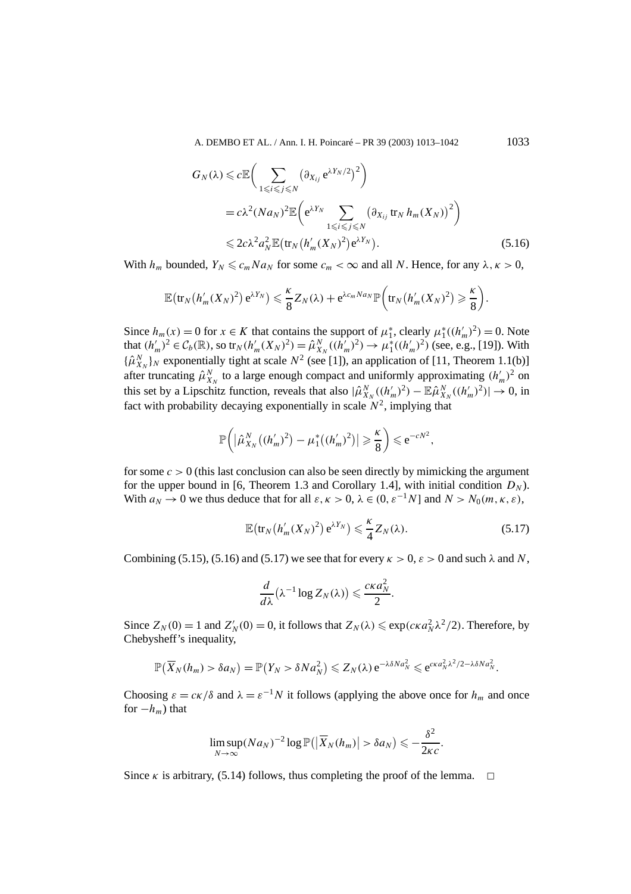$$
\begin{aligned}
G_N(\lambda) &\leqslant c\mathbb{E}\bigg(\sum_{1\leqslant i\leqslant j\leqslant N}\big(\partial_{X_{ij}}\,\mathrm{e}^{\lambda Y_N/2}\big)^2\bigg)\\
&= c\lambda^2(Na_N)^2\mathbb{E}\bigg(\mathrm{e}^{\lambda Y_N}\sum_{1\leqslant i\leqslant j\leqslant N}\big(\partial_{X_{ij}}\operatorname{tr}_N h_m(X_N)\big)^2\bigg)\\
&\leqslant 2c\lambda^2 a_N^2\,\mathbb{E}\big(\operatorname{tr}_N\big(h_m'(X_N)^2\big)\mathrm{e}^{\lambda Y_N}\big).
\end{aligned}
\tag{5.16}
$$

With $h_m$ bounded, $Y_N \leqslant c_m N a_N$ for some $c_m < \infty$ and all $N$. Hence, for any $\lambda, \kappa > 0$,

$$
\mathbb{E}\big(\operatorname{tr}_N\big(h_m'(X_N)^2\big)\,\mathrm{e}^{\lambda Y_N}\big) \leqslant \frac{\kappa}{8}Z_N(\lambda) + \mathrm{e}^{\lambda c_m N a_N}\,\mathbb{P}\bigg(\operatorname{tr}_N\big(h_m'(X_N)^2\big) \geqslant \frac{\kappa}{8}\bigg).
$$

Since $h_m(x) = 0$ for $x \in K$ that contains the support of $\mu_1^*$, clearly $\mu_1^*((h_m')^2) = 0$. Note that $(h_m')^2 \in \mathcal{C}_b(\mathbb{R})$, so $\operatorname{tr}_N(h_m'(X_N)^2) = \hat{\mu}^N_{X_N}((h_m')^2) \to \mu_1^*((h_m')^2)$ (see, e.g., [19]). With $\{\hat{\mu}^N_{X_N}\}_N$ exponentially tight at scale $N^2$ (see [1]), an application of [11, Theorem 1.1(b)] after truncating $\hat{\mu}^N_{X_N}$ to a large enough compact and uniformly approximating $(h_m')^2$ on this set by a Lipschitz function, reveals that also $|\hat{\mu}^N_{X_N}((h_m')^2) - \mathbb{E}\hat{\mu}^N_{X_N}((h_m')^2)| \to 0$, in fact with probability decaying exponentially in scale $N^2$, implying that

$$
\mathbb{P}\bigg(\big|\hat{\mu}^N_{X_N}\big((h_m')^2\big) - \mu_1^*\big((h_m')^2\big)\big| \geqslant \frac{\kappa}{8}\bigg) \leqslant \mathrm{e}^{-cN^2},
$$

for some $c > 0$ (this last conclusion can also be seen directly by mimicking the argument for the upper bound in [6, Theorem 1.3 and Corollary 1.4], with initial condition $D_N$). With $a_N \to 0$ we thus deduce that for all $\varepsilon, \kappa > 0$, $\lambda \in (0, \varepsilon^{-1}N]$ and $N > N_0(m, \kappa, \varepsilon)$,

$$
\mathbb{E}\big(\operatorname{tr}_N\big(h_m'(X_N)^2\big)\,\mathrm{e}^{\lambda Y_N}\big) \leqslant \frac{\kappa}{4}Z_N(\lambda).
\tag{5.17}
$$

Combining (5.15), (5.16) and (5.17) we see that for every $\kappa > 0$, $\varepsilon > 0$ and such $\lambda$ and $N$,

$$
\frac{d}{d\lambda}\big(\lambda^{-1}\log Z_N(\lambda)\big) \leqslant \frac{c\kappa a_N^2}{2}.
$$

Since $Z_N(0) = 1$ and $Z_N'(0) = 0$, it follows that $Z_N(\lambda) \leqslant \exp(c\kappa a_N^2\lambda^2/2)$. Therefore, by Chebysheff's inequality,

$$
\mathbb{P}\big(\overline{X}_N(h_m) > \delta a_N\big) = \mathbb{P}\big(Y_N > \delta N a_N^2\big) \leqslant Z_N(\lambda)\,\mathrm{e}^{-\lambda\delta N a_N^2} \leqslant \mathrm{e}^{c\kappa a_N^2\lambda^2/2 - \lambda\delta N a_N^2}.
$$

Choosing $\varepsilon = c\kappa/\delta$ and $\lambda = \varepsilon^{-1}N$ it follows (applying the above once for $h_m$ and once for $-h_m$) that

$$
\limsup_{N\to\infty}(Na_N)^{-2}\log\mathbb{P}\big(\big|\overline{X}_N(h_m)\big| > \delta a_N\big) \leqslant -\frac{\delta^2}{2\kappa c}.
$$

Since $\kappa$ is arbitrary, (5.14) follows, thus completing the proof of the lemma. $\square$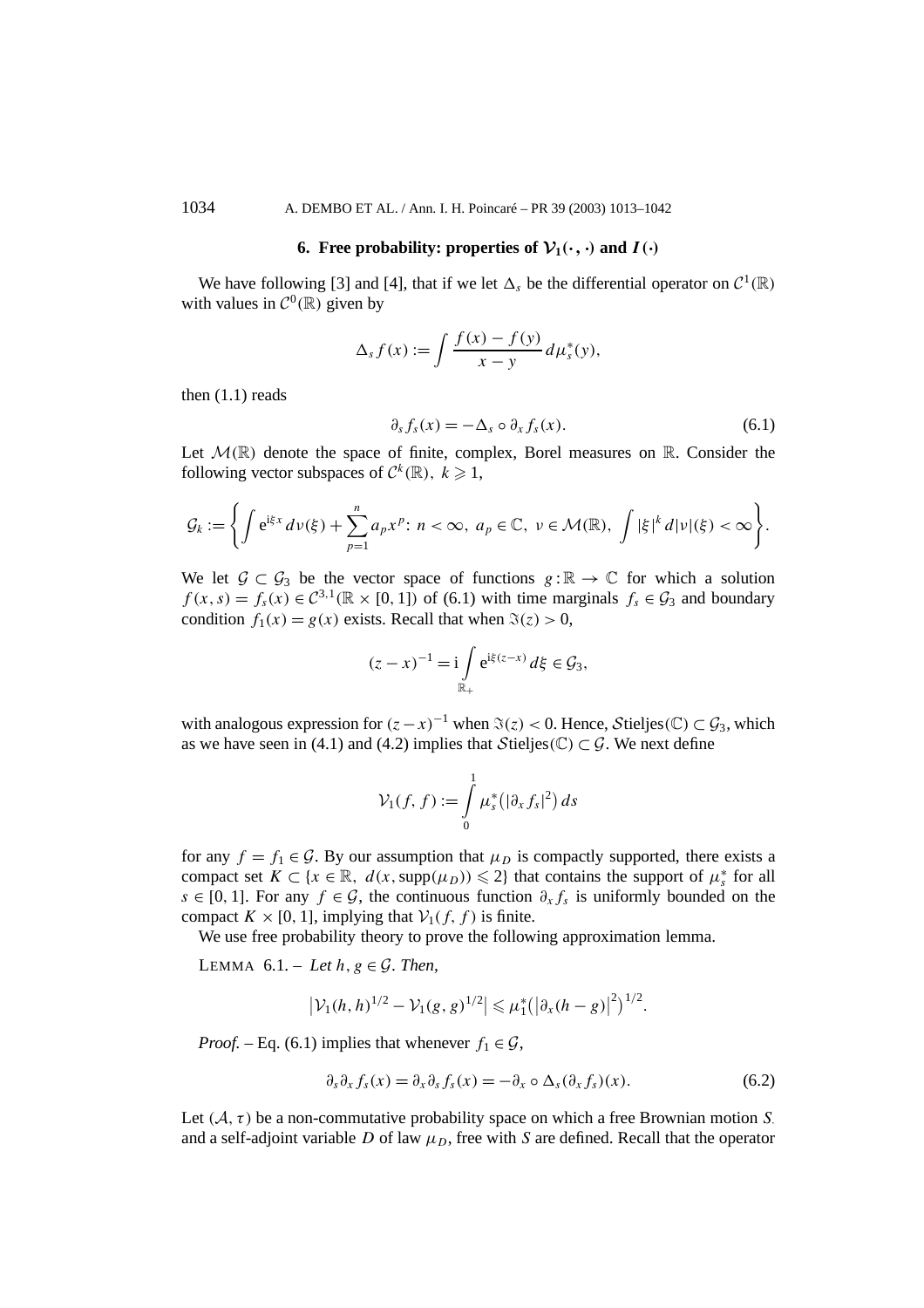## 6. Free probability: properties of $\mathcal{V}_1(\cdot,\cdot)$ and $I(\cdot)$

We have following [3] and [4], that if we let $\Delta_s$ be the differential operator on $\mathcal{C}^1(\mathbb{R})$ with values in $\mathcal{C}^0(\mathbb{R})$ given by

$$\Delta_s f(x) := \int \frac{f(x) - f(y)}{x - y}\, d\mu_s^*(y),$$

then (1.1) reads

$$\partial_s f_s(x) = -\Delta_s \circ \partial_x f_s(x). \tag{6.1}$$

Let $\mathcal{M}(\mathbb{R})$ denote the space of finite, complex, Borel measures on $\mathbb{R}$. Consider the following vector subspaces of $\mathcal{C}^k(\mathbb{R})$, $k \geqslant 1$,

$$\mathcal{G}_k := \left\{ \int e^{i\xi x}\, d\nu(\xi) + \sum_{p=1}^{n} a_p x^p \colon n < \infty,\ a_p \in \mathbb{C},\ \nu \in \mathcal{M}(\mathbb{R}),\ \int |\xi|^k\, d|\nu|(\xi) < \infty \right\}.$$

We let $\mathcal{G} \subset \mathcal{G}_3$ be the vector space of functions $g:\mathbb{R} \to \mathbb{C}$ for which a solution $f(x,s) = f_s(x) \in \mathcal{C}^{3,1}(\mathbb{R} \times [0,1])$ of (6.1) with time marginals $f_s \in \mathcal{G}_3$ and boundary condition $f_1(x) = g(x)$ exists. Recall that when $\Im(z) > 0$,

$$(z - x)^{-1} = i \int_{\mathbb{R}_+} e^{i\xi(z-x)}\, d\xi \in \mathcal{G}_3,$$

with analogous expression for $(z-x)^{-1}$ when $\Im(z) < 0$. Hence, $\mathcal{S}\text{tieljes}(\mathbb{C}) \subset \mathcal{G}_3$, which as we have seen in (4.1) and (4.2) implies that $\mathcal{S}\text{tieljes}(\mathbb{C}) \subset \mathcal{G}$. We next define

$$\mathcal{V}_1(f,f) := \int_0^1 \mu_s^*\big(|\partial_x f_s|^2\big)\, ds$$

for any $f = f_1 \in \mathcal{G}$. By our assumption that $\mu_D$ is compactly supported, there exists a compact set $K \subset \{x \in \mathbb{R},\ d(x, \operatorname{supp}(\mu_D)) \leqslant 2\}$ that contains the support of $\mu_s^*$ for all $s \in [0,1]$. For any $f \in \mathcal{G}$, the continuous function $\partial_x f_s$ is uniformly bounded on the compact $K \times [0,1]$, implying that $\mathcal{V}_1(f,f)$ is finite.

We use free probability theory to prove the following approximation lemma.

LEMMA 6.1. – *Let $h, g \in \mathcal{G}$. Then,*

$$\big|\mathcal{V}_1(h,h)^{1/2} - \mathcal{V}_1(g,g)^{1/2}\big| \leqslant \mu_1^*\big(\big|\partial_x(h-g)\big|^2\big)^{1/2}.$$

*Proof.* – Eq. (6.1) implies that whenever $f_1 \in \mathcal{G}$,

$$\partial_s \partial_x f_s(x) = \partial_x \partial_s f_s(x) = -\partial_x \circ \Delta_s(\partial_x f_s)(x). \tag{6.2}$$

Let $(\mathcal{A}, \tau)$ be a non-commutative probability space on which a free Brownian motion $S_.$ and a self-adjoint variable $D$ of law $\mu_D$, free with $S$ are defined. Recall that the operator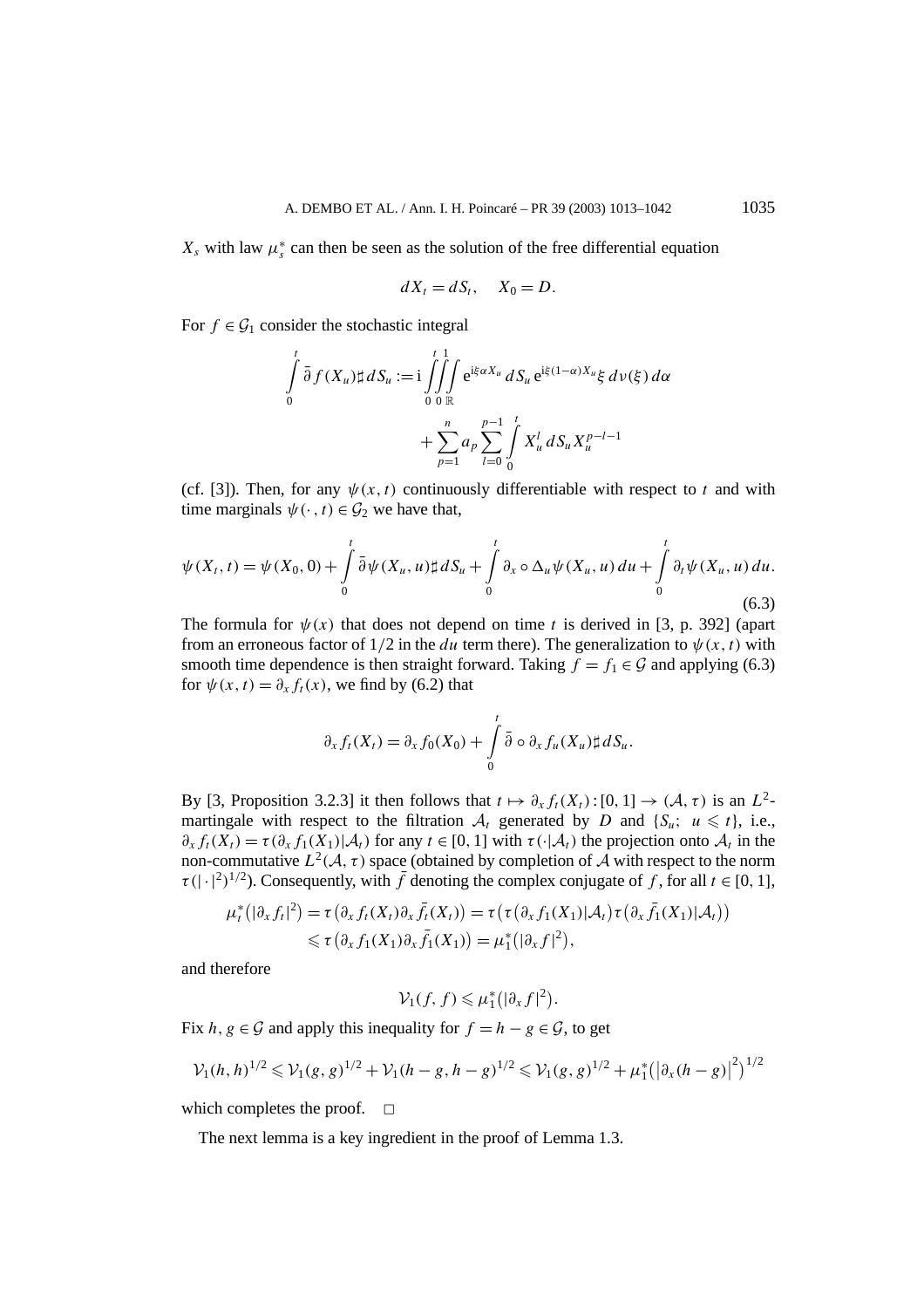$X_s$ with law $\mu_s^*$ can then be seen as the solution of the free differential equation

$$dX_t = dS_t, \quad X_0 = D.$$

For $f \in \mathcal{G}_1$ consider the stochastic integral

$$\int_0^t \bar{\partial} f(X_u) \sharp \, dS_u := \mathrm{i} \int_0^t \int_0^1 \int_{\mathbb{R}} \mathrm{e}^{\mathrm{i}\xi\alpha X_u} \, dS_u \, \mathrm{e}^{\mathrm{i}\xi(1-\alpha)X_u} \xi \, d\nu(\xi) \, d\alpha + \sum_{p=1}^n a_p \sum_{l=0}^{p-1} \int_0^t X_u^l \, dS_u X_u^{p-l-1}$$

(cf. [3]). Then, for any $\psi(x,t)$ continuously differentiable with respect to $t$ and with time marginals $\psi(\cdot,t) \in \mathcal{G}_2$ we have that,

$$\psi(X_t,t) = \psi(X_0,0) + \int_0^t \bar{\partial}\psi(X_u,u) \sharp \, dS_u + \int_0^t \partial_x \circ \Delta_u \psi(X_u,u) \, du + \int_0^t \partial_t \psi(X_u,u) \, du. \tag{6.3}$$

The formula for $\psi(x)$ that does not depend on time $t$ is derived in [3, p. 392] (apart from an erroneous factor of $1/2$ in the $du$ term there). The generalization to $\psi(x,t)$ with smooth time dependence is then straight forward. Taking $f = f_1 \in \mathcal{G}$ and applying (6.3) for $\psi(x,t) = \partial_x f_t(x)$, we find by (6.2) that

$$\partial_x f_t(X_t) = \partial_x f_0(X_0) + \int_0^t \bar{\partial} \circ \partial_x f_u(X_u) \sharp \, dS_u.$$

By [3, Proposition 3.2.3] it then follows that $t \mapsto \partial_x f_t(X_t) : [0,1] \to (\mathcal{A}, \tau)$ is an $L^2$-martingale with respect to the filtration $\mathcal{A}_t$ generated by $D$ and $\{S_u;\ u \leqslant t\}$, i.e., $\partial_x f_t(X_t) = \tau(\partial_x f_1(X_1)|\mathcal{A}_t)$ for any $t \in [0,1]$ with $\tau(\cdot|\mathcal{A}_t)$ the projection onto $\mathcal{A}_t$ in the non-commutative $L^2(\mathcal{A},\tau)$ space (obtained by completion of $\mathcal{A}$ with respect to the norm $\tau(|\cdot|^2)^{1/2}$). Consequently, with $\bar{f}$ denoting the complex conjugate of $f$, for all $t \in [0,1]$,

$$\begin{aligned}
\mu_t^*\big(|\partial_x f_t|^2\big) &= \tau\big(\partial_x f_t(X_t)\partial_x \bar{f}_t(X_t)\big) = \tau\big(\tau\big(\partial_x f_1(X_1)|\mathcal{A}_t\big)\tau\big(\partial_x \bar{f}_1(X_1)|\mathcal{A}_t\big)\big) \\
&\leqslant \tau\big(\partial_x f_1(X_1)\partial_x \bar{f}_1(X_1)\big) = \mu_1^*\big(|\partial_x f|^2\big),
\end{aligned}$$

and therefore

$$\mathcal{V}_1(f,f) \leqslant \mu_1^*\big(|\partial_x f|^2\big).$$

Fix $h, g \in \mathcal{G}$ and apply this inequality for $f = h - g \in \mathcal{G}$, to get

$$\mathcal{V}_1(h,h)^{1/2} \leqslant \mathcal{V}_1(g,g)^{1/2} + \mathcal{V}_1(h-g,h-g)^{1/2} \leqslant \mathcal{V}_1(g,g)^{1/2} + \mu_1^*\big(\big|\partial_x(h-g)\big|^2\big)^{1/2}$$

which completes the proof. $\square$

The next lemma is a key ingredient in the proof of Lemma 1.3.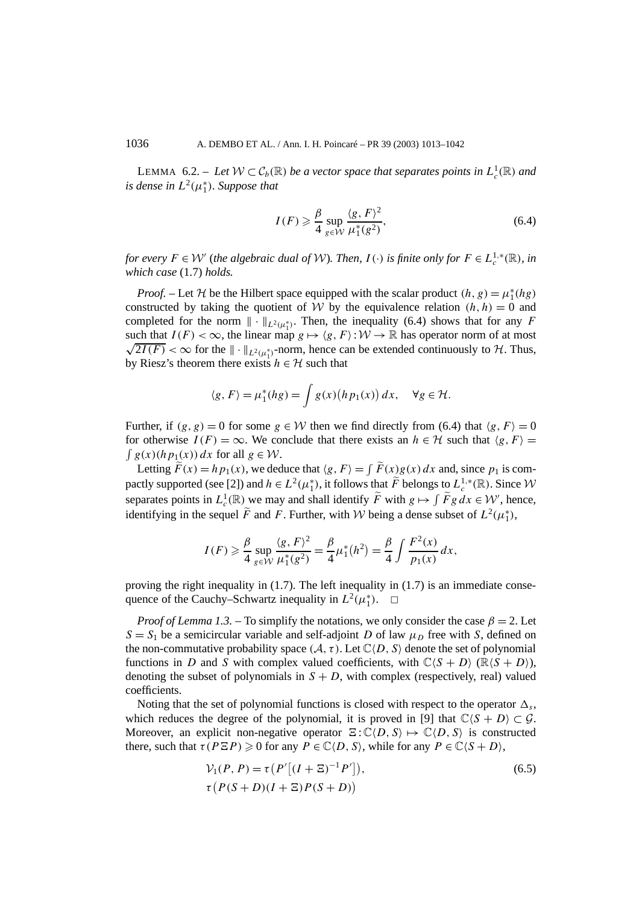LEMMA 6.2. – *Let $\mathcal{W} \subset \mathcal{C}_b(\mathbb{R})$ be a vector space that separates points in $L^1_c(\mathbb{R})$ and is dense in $L^2(\mu_1^*)$. Suppose that*

$$I(F) \geqslant \frac{\beta}{4} \sup_{g \in \mathcal{W}} \frac{\langle g, F\rangle^2}{\mu_1^*(g^2)}, \tag{6.4}$$

*for every $F \in \mathcal{W}'$ (the algebraic dual of $\mathcal{W}$). Then, $I(\cdot)$ is finite only for $F \in L^{1,*}_c(\mathbb{R})$, in which case* (1.7) *holds.*

*Proof.* – Let $\mathcal{H}$ be the Hilbert space equipped with the scalar product $(h, g) = \mu_1^*(hg)$ constructed by taking the quotient of $\mathcal{W}$ by the equivalence relation $(h, h) = 0$ and completed for the norm $\|\cdot\|_{L^2(\mu_1^*)}$. Then, the inequality (6.4) shows that for any $F$ such that $I(F) < \infty$, the linear map $g \mapsto \langle g, F\rangle : \mathcal{W} \to \mathbb{R}$ has operator norm of at most $\sqrt{2I(F)} < \infty$ for the $\|\cdot\|_{L^2(\mu_1^*)}$-norm, hence can be extended continuously to $\mathcal{H}$. Thus, by Riesz's theorem there exists $h \in \mathcal{H}$ such that

$$\langle g, F\rangle = \mu_1^*(hg) = \int g(x)\big(hp_1(x)\big)\,dx, \quad \forall g \in \mathcal{H}.$$

Further, if $(g, g) = 0$ for some $g \in \mathcal{W}$ then we find directly from (6.4) that $\langle g, F\rangle = 0$ for otherwise $I(F) = \infty$. We conclude that there exists an $h \in \mathcal{H}$ such that $\langle g, F\rangle = \int g(x)(hp_1(x))\,dx$ for all $g \in \mathcal{W}$.

Letting $\widetilde{F}(x) = hp_1(x)$, we deduce that $\langle g, F\rangle = \int \widetilde{F}(x)g(x)\,dx$ and, since $p_1$ is compactly supported (see [2]) and $h \in L^2(\mu_1^*)$, it follows that $\widetilde{F}$ belongs to $L^{1,*}_c(\mathbb{R})$. Since $\mathcal{W}$ separates points in $L^1_c(\mathbb{R})$ we may and shall identify $\widetilde{F}$ with $g \mapsto \int \widetilde{F} g\,dx \in \mathcal{W}'$, hence, identifying in the sequel $\widetilde{F}$ and $F$. Further, with $\mathcal{W}$ being a dense subset of $L^2(\mu_1^*)$,

$$I(F) \geqslant \frac{\beta}{4} \sup_{g \in \mathcal{W}} \frac{\langle g, F\rangle^2}{\mu_1^*(g^2)} = \frac{\beta}{4}\mu_1^*\big(h^2\big) = \frac{\beta}{4}\int \frac{F^2(x)}{p_1(x)}\,dx,$$

proving the right inequality in (1.7). The left inequality in (1.7) is an immediate consequence of the Cauchy–Schwartz inequality in $L^2(\mu_1^*)$. $\square$

*Proof of Lemma 1.3.* – To simplify the notations, we only consider the case $\beta = 2$. Let $S = S_1$ be a semicircular variable and self-adjoint $D$ of law $\mu_D$ free with $S$, defined on the non-commutative probability space $(\mathcal{A}, \tau)$. Let $\mathbb{C}\langle D, S\rangle$ denote the set of polynomial functions in $D$ and $S$ with complex valued coefficients, with $\mathbb{C}\langle S + D\rangle$ ($\mathbb{R}\langle S + D\rangle$), denoting the subset of polynomials in $S + D$, with complex (respectively, real) valued coefficients.

Noting that the set of polynomial functions is closed with respect to the operator $\Delta_s$, which reduces the degree of the polynomial, it is proved in [9] that $\mathbb{C}\langle S + D\rangle \subset \mathcal{G}$. Moreover, an explicit non-negative operator $\Xi : \mathbb{C}\langle D, S\rangle \mapsto \mathbb{C}\langle D, S\rangle$ is constructed there, such that $\tau(P\Xi P) \geqslant 0$ for any $P \in \mathbb{C}\langle D, S\rangle$, while for any $P \in \mathbb{C}\langle S + D\rangle$,

$$\begin{aligned}
&\mathcal{V}_1(P, P) = \tau\big(P'\big[(I + \Xi)^{-1}P'\big]\big), \\
&\tau\big(P(S + D)(I + \Xi)P(S + D)\big)
\end{aligned} \tag{6.5}$$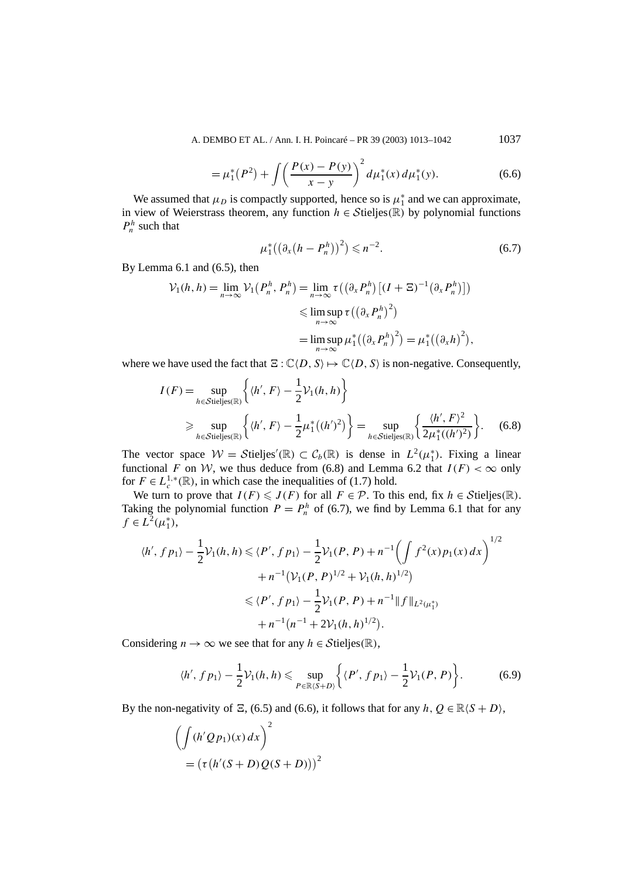$$= \mu_1^*(P^2) + \int \left( \frac{P(x) - P(y)}{x - y} \right)^2 d\mu_1^*(x)\, d\mu_1^*(y). \tag{6.6}$$

We assumed that $\mu_D$ is compactly supported, hence so is $\mu_1^*$ and we can approximate, in view of Weierstrass theorem, any function $h \in \mathcal{S}\text{tieljes}(\mathbb{R})$ by polynomial functions $P_n^h$ such that

$$\mu_1^*\big( \big( \partial_x \big( h - P_n^h \big) \big)^2 \big) \leqslant n^{-2}. \tag{6.7}$$

By Lemma 6.1 and (6.5), then

$$\begin{aligned}
\mathcal{V}_1(h,h) = \lim_{n\to\infty} \mathcal{V}_1\big(P_n^h, P_n^h\big) &= \lim_{n\to\infty} \tau\big( \big(\partial_x P_n^h\big) \big[(I + \Xi)^{-1}\big(\partial_x P_n^h\big)\big] \big) \\
&\leqslant \limsup_{n\to\infty} \tau\big( \big(\partial_x P_n^h\big)^2 \big) \\
&= \limsup_{n\to\infty} \mu_1^*\big( \big(\partial_x P_n^h\big)^2 \big) = \mu_1^*\big( (\partial_x h)^2 \big),
\end{aligned}$$

where we have used the fact that $\Xi : \mathbb{C}\langle D, S\rangle \mapsto \mathbb{C}\langle D, S\rangle$ is non-negative. Consequently,

$$\begin{aligned}
I(F) &= \sup_{h \in \mathcal{S}\text{tieljes}(\mathbb{R})} \left\{ \langle h', F\rangle - \frac{1}{2}\mathcal{V}_1(h,h) \right\} \\
&\geqslant \sup_{h \in \mathcal{S}\text{tieljes}(\mathbb{R})} \left\{ \langle h', F\rangle - \frac{1}{2}\mu_1^*\big((h')^2\big) \right\} = \sup_{h \in \mathcal{S}\text{tieljes}(\mathbb{R})} \left\{ \frac{\langle h', F\rangle^2}{2\mu_1^*((h')^2)} \right\}.
\end{aligned} \tag{6.8}$$

The vector space $\mathcal{W} = \mathcal{S}\text{tieljes}'(\mathbb{R}) \subset \mathcal{C}_b(\mathbb{R})$ is dense in $L^2(\mu_1^*)$. Fixing a linear functional $F$ on $\mathcal{W}$, we thus deduce from (6.8) and Lemma 6.2 that $I(F) < \infty$ only for $F \in L_c^{1,*}(\mathbb{R})$, in which case the inequalities of (1.7) hold.

We turn to prove that $I(F) \leqslant J(F)$ for all $F \in \mathcal{P}$. To this end, fix $h \in \mathcal{S}\text{tieljes}(\mathbb{R})$. Taking the polynomial function $P = P_n^h$ of (6.7), we find by Lemma 6.1 that for any $f \in L^2(\mu_1^*)$,

$$\begin{aligned}
\langle h', f p_1\rangle - \frac{1}{2}\mathcal{V}_1(h,h) &\leqslant \langle P', f p_1\rangle - \frac{1}{2}\mathcal{V}_1(P,P) + n^{-1}\left( \int f^2(x) p_1(x)\, dx \right)^{1/2} \\
&\quad + n^{-1}\big( \mathcal{V}_1(P,P)^{1/2} + \mathcal{V}_1(h,h)^{1/2} \big) \\
&\leqslant \langle P', f p_1\rangle - \frac{1}{2}\mathcal{V}_1(P,P) + n^{-1}\|f\|_{L^2(\mu_1^*)} \\
&\quad + n^{-1}\big( n^{-1} + 2\mathcal{V}_1(h,h)^{1/2} \big).
\end{aligned}$$

Considering $n \to \infty$ we see that for any $h \in \mathcal{S}\text{tieljes}(\mathbb{R})$,

$$\langle h', f p_1\rangle - \frac{1}{2}\mathcal{V}_1(h,h) \leqslant \sup_{P \in \mathbb{R}\langle S+D\rangle} \left\{ \langle P', f p_1\rangle - \frac{1}{2}\mathcal{V}_1(P,P) \right\}. \tag{6.9}$$

By the non-negativity of $\Xi$, (6.5) and (6.6), it follows that for any $h, Q \in \mathbb{R}\langle S + D\rangle$,

$$\begin{aligned}
&\left( \int (h' Q p_1)(x)\, dx \right)^2 \\
&= \big( \tau\big( h'(S+D) Q(S+D) \big) \big)^2
\end{aligned}$$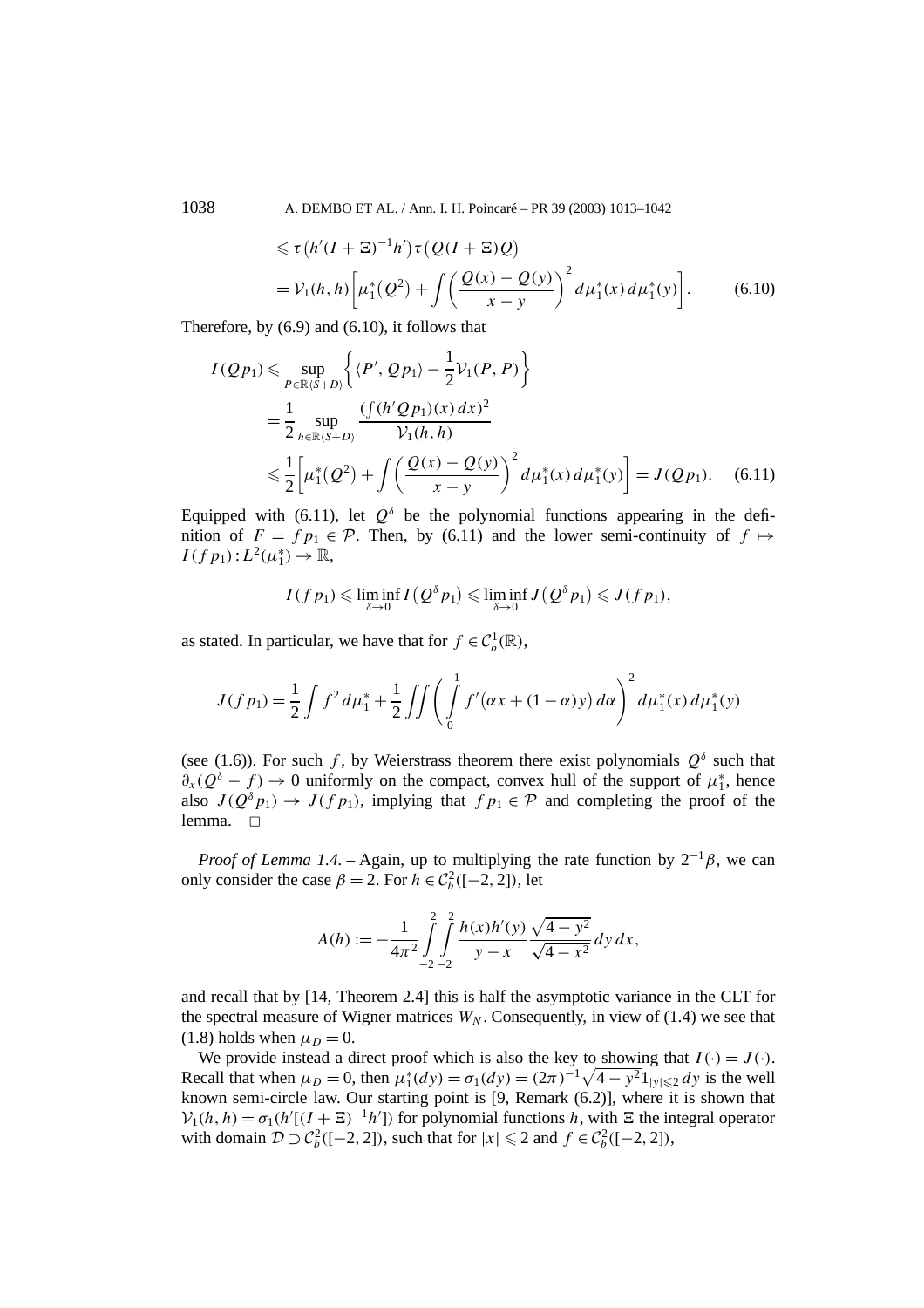$$
\begin{aligned}
&\leqslant \tau\big(h'(I+\Xi)^{-1}h'\big)\tau\big(Q(I+\Xi)Q\big) \\
&= \mathcal{V}_1(h,h)\bigg[\mu_1^*\big(Q^2\big) + \int \bigg(\frac{Q(x)-Q(y)}{x-y}\bigg)^2 d\mu_1^*(x)\,d\mu_1^*(y)\bigg]. \qquad (6.10)
\end{aligned}
$$

Therefore, by (6.9) and (6.10), it follows that

$$
\begin{aligned}
I(Qp_1) &\leqslant \sup_{P\in\mathbb{R}\langle S+D\rangle}\bigg\{\langle P', Qp_1\rangle - \frac{1}{2}\mathcal{V}_1(P,P)\bigg\} \\
&= \frac{1}{2}\sup_{h\in\mathbb{R}\langle S+D\rangle}\frac{(\int (h'Qp_1)(x)\,dx)^2}{\mathcal{V}_1(h,h)} \\
&\leqslant \frac{1}{2}\bigg[\mu_1^*\big(Q^2\big) + \int\bigg(\frac{Q(x)-Q(y)}{x-y}\bigg)^2 d\mu_1^*(x)\,d\mu_1^*(y)\bigg] = J(Qp_1). \qquad (6.11)
\end{aligned}
$$

Equipped with (6.11), let $Q^\delta$ be the polynomial functions appearing in the definition of $F = fp_1 \in \mathcal{P}$. Then, by (6.11) and the lower semi-continuity of $f \mapsto I(fp_1): L^2(\mu_1^*) \to \mathbb{R}$,

$$
I(fp_1) \leqslant \liminf_{\delta\to 0} I\big(Q^\delta p_1\big) \leqslant \liminf_{\delta\to 0} J\big(Q^\delta p_1\big) \leqslant J(fp_1),
$$

as stated. In particular, we have that for $f \in \mathcal{C}_b^1(\mathbb{R})$,

$$
J(fp_1) = \frac{1}{2}\int f^2\,d\mu_1^* + \frac{1}{2}\iint\bigg(\int_0^1 f'\big(\alpha x + (1-\alpha)y\big)\,d\alpha\bigg)^2 d\mu_1^*(x)\,d\mu_1^*(y)
$$

(see (1.6)). For such $f$, by Weierstrass theorem there exist polynomials $Q^\delta$ such that $\partial_x(Q^\delta - f) \to 0$ uniformly on the compact, convex hull of the support of $\mu_1^*$, hence also $J(Q^\delta p_1) \to J(fp_1)$, implying that $fp_1 \in \mathcal{P}$ and completing the proof of the lemma. □

*Proof of Lemma 1.4.* – Again, up to multiplying the rate function by $2^{-1}\beta$, we can only consider the case $\beta = 2$. For $h \in \mathcal{C}_b^2([-2,2])$, let

$$
A(h) := -\frac{1}{4\pi^2}\int_{-2}^{2}\int_{-2}^{2}\frac{h(x)h'(y)}{y-x}\frac{\sqrt{4-y^2}}{\sqrt{4-x^2}}\,dy\,dx,
$$

and recall that by [14, Theorem 2.4] this is half the asymptotic variance in the CLT for the spectral measure of Wigner matrices $W_N$. Consequently, in view of (1.4) we see that (1.8) holds when $\mu_D = 0$.

We provide instead a direct proof which is also the key to showing that $I(\cdot) = J(\cdot)$. Recall that when $\mu_D = 0$, then $\mu_1^*(dy) = \sigma_1(dy) = (2\pi)^{-1}\sqrt{4-y^2}1_{|y|\leqslant 2}\,dy$ is the well known semi-circle law. Our starting point is [9, Remark (6.2)], where it is shown that $\mathcal{V}_1(h,h) = \sigma_1(h'[(I+\Xi)^{-1}h'])$ for polynomial functions $h$, with $\Xi$ the integral operator with domain $\mathcal{D} \supset \mathcal{C}_b^2([-2,2])$, such that for $|x| \leqslant 2$ and $f \in \mathcal{C}_b^2([-2,2])$,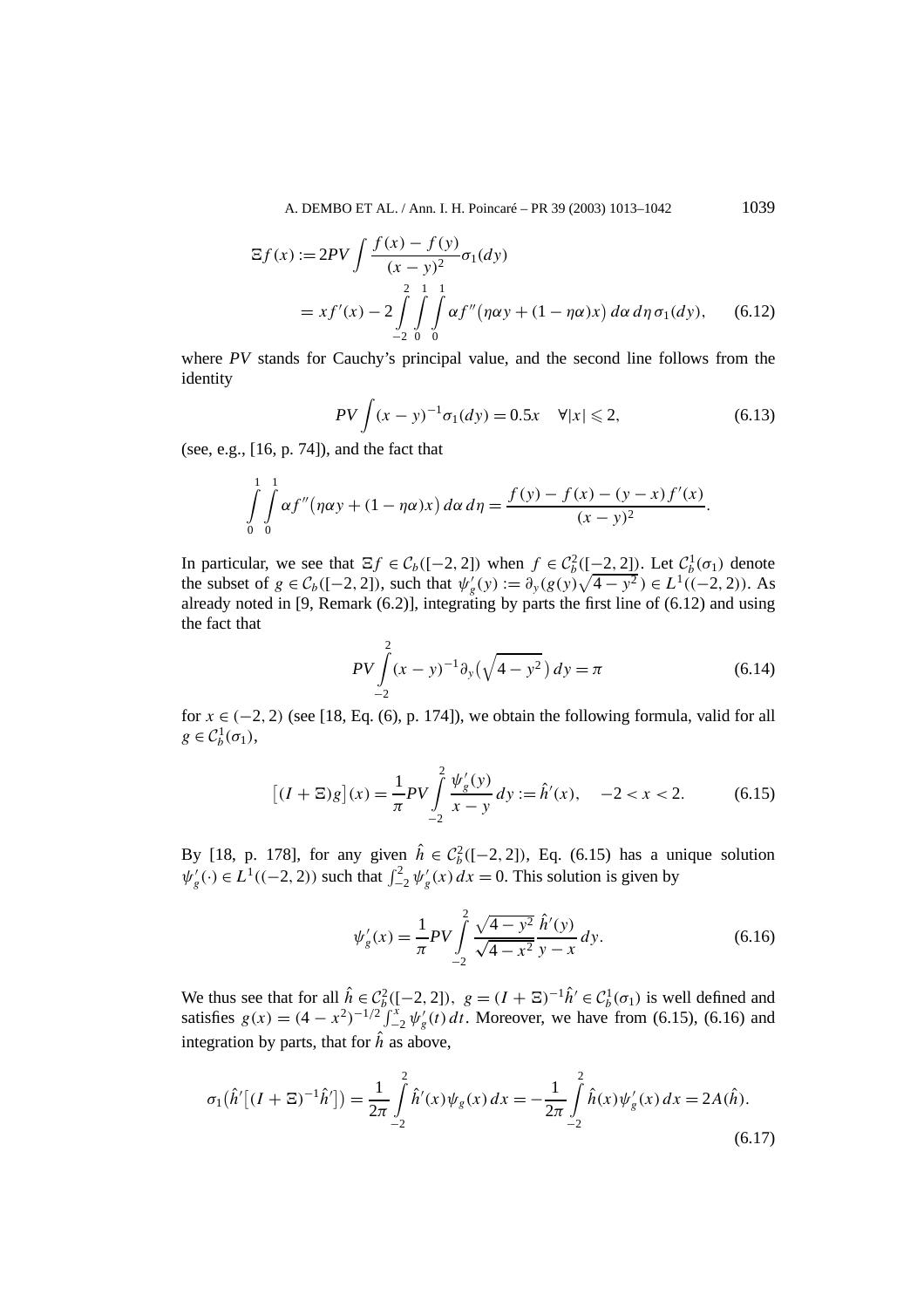$$\Xi f(x) := 2PV \int \frac{f(x) - f(y)}{(x-y)^2} \sigma_1(dy)$$
$$= xf'(x) - 2 \int_{-2}^{2} \int_{0}^{1} \int_{0}^{1} \alpha f''\big(\eta\alpha y + (1-\eta\alpha)x\big)\, d\alpha\, d\eta\, \sigma_1(dy), \qquad (6.12)$$

where *PV* stands for Cauchy's principal value, and the second line follows from the identity

$$PV \int (x-y)^{-1} \sigma_1(dy) = 0.5x \quad \forall |x| \leqslant 2, \qquad (6.13)$$

(see, e.g., [16, p. 74]), and the fact that

$$\int_0^1 \int_0^1 \alpha f''\big(\eta\alpha y + (1-\eta\alpha)x\big)\, d\alpha\, d\eta = \frac{f(y) - f(x) - (y-x)f'(x)}{(x-y)^2}.$$

In particular, we see that $\Xi f \in \mathcal{C}_b([-2,2])$ when $f \in \mathcal{C}_b^2([-2,2])$. Let $\mathcal{C}_b^1(\sigma_1)$ denote the subset of $g \in \mathcal{C}_b([-2,2])$, such that $\psi_g'(y) := \partial_y(g(y)\sqrt{4-y^2}) \in L^1((-2,2))$. As already noted in [9, Remark (6.2)], integrating by parts the first line of (6.12) and using the fact that

$$PV \int_{-2}^{2} (x-y)^{-1} \partial_y\big(\sqrt{4-y^2}\big)\, dy = \pi \qquad (6.14)$$

for $x \in (-2,2)$ (see [18, Eq. (6), p. 174]), we obtain the following formula, valid for all $g \in \mathcal{C}_b^1(\sigma_1)$,

$$\big[(I + \Xi)g\big](x) = \frac{1}{\pi} PV \int_{-2}^{2} \frac{\psi_g'(y)}{x-y}\, dy := \hat{h}'(x), \quad -2 < x < 2. \qquad (6.15)$$

By [18, p. 178], for any given $\hat{h} \in \mathcal{C}_b^2([-2,2])$, Eq. (6.15) has a unique solution $\psi_g'(\cdot) \in L^1((-2,2))$ such that $\int_{-2}^{2} \psi_g'(x)\, dx = 0$. This solution is given by

$$\psi_g'(x) = \frac{1}{\pi} PV \int_{-2}^{2} \frac{\sqrt{4-y^2}}{\sqrt{4-x^2}} \frac{\hat{h}'(y)}{y-x}\, dy. \qquad (6.16)$$

We thus see that for all $\hat{h} \in \mathcal{C}_b^2([-2,2])$, $g = (I+\Xi)^{-1}\hat{h}' \in \mathcal{C}_b^1(\sigma_1)$ is well defined and satisfies $g(x) = (4-x^2)^{-1/2} \int_{-2}^{x} \psi_g'(t)\, dt$. Moreover, we have from (6.15), (6.16) and integration by parts, that for $\hat{h}$ as above,

$$\sigma_1\big(\hat{h}'\big[(I+\Xi)^{-1}\hat{h}'\big]\big) = \frac{1}{2\pi} \int_{-2}^{2} \hat{h}'(x)\psi_g(x)\, dx = -\frac{1}{2\pi} \int_{-2}^{2} \hat{h}(x)\psi_g'(x)\, dx = 2A(\hat{h}). \qquad (6.17)$$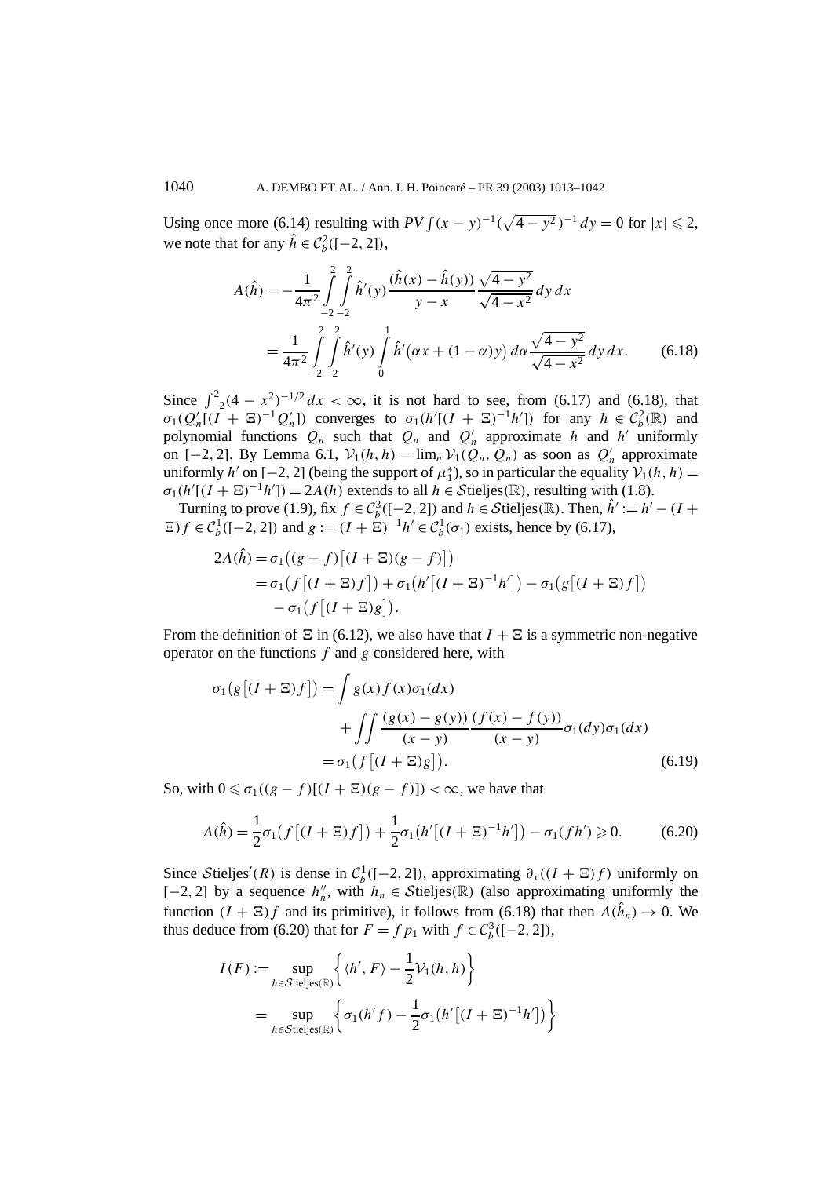Using once more (6.14) resulting with $PV\int (x-y)^{-1}(\sqrt{4-y^2})^{-1}\,dy = 0$ for $|x| \leqslant 2$, we note that for any $\hat{h} \in \mathcal{C}_b^2([-2,2])$,

$$
\begin{aligned}
A(\hat{h}) &= -\frac{1}{4\pi^2}\int_{-2}^{2}\int_{-2}^{2} \hat{h}'(y)\frac{(\hat{h}(x)-\hat{h}(y))}{y-x}\frac{\sqrt{4-y^2}}{\sqrt{4-x^2}}\,dy\,dx \\
&= \frac{1}{4\pi^2}\int_{-2}^{2}\int_{-2}^{2} \hat{h}'(y)\int_{0}^{1}\hat{h}'\big(\alpha x+(1-\alpha)y\big)\,d\alpha\frac{\sqrt{4-y^2}}{\sqrt{4-x^2}}\,dy\,dx. \qquad (6.18)
\end{aligned}
$$

Since $\int_{-2}^{2}(4-x^2)^{-1/2}\,dx < \infty$, it is not hard to see, from (6.17) and (6.18), that $\sigma_1(Q_n'[(I+\Xi)^{-1}Q_n'])$ converges to $\sigma_1(h'[(I+\Xi)^{-1}h'])$ for any $h \in \mathcal{C}_b^2(\mathbb{R})$ and polynomial functions $Q_n$ such that $Q_n$ and $Q_n'$ approximate $h$ and $h'$ uniformly on $[-2,2]$. By Lemma 6.1, $\mathcal{V}_1(h,h) = \lim_n \mathcal{V}_1(Q_n,Q_n)$ as soon as $Q_n'$ approximate uniformly $h'$ on $[-2,2]$ (being the support of $\mu_1^*$), so in particular the equality $\mathcal{V}_1(h,h) = \sigma_1(h'[(I+\Xi)^{-1}h']) = 2A(h)$ extends to all $h \in \mathcal{S}\text{tieljes}(\mathbb{R})$, resulting with (1.8).

Turning to prove (1.9), fix $f \in \mathcal{C}_b^3([-2,2])$ and $h \in \mathcal{S}\text{tieljes}(\mathbb{R})$. Then, $\hat{h}' := h' - (I+\Xi)f \in \mathcal{C}_b^1([-2,2])$ and $g := (I+\Xi)^{-1}h' \in \mathcal{C}_b^1(\sigma_1)$ exists, hence by (6.17),

$$
\begin{aligned}
2A(\hat{h}) &= \sigma_1\big((g-f)\big[(I+\Xi)(g-f)\big]\big) \\
&= \sigma_1\big(f\big[(I+\Xi)f\big]\big) + \sigma_1\big(h'\big[(I+\Xi)^{-1}h'\big]\big) - \sigma_1\big(g\big[(I+\Xi)f\big]\big) \\
&\quad - \sigma_1\big(f\big[(I+\Xi)g\big]\big).
\end{aligned}
$$

From the definition of $\Xi$ in (6.12), we also have that $I+\Xi$ is a symmetric non-negative operator on the functions $f$ and $g$ considered here, with

$$
\begin{aligned}
\sigma_1\big(g\big[(I+\Xi)f\big]\big) &= \int g(x)f(x)\sigma_1(dx) \\
&\quad + \iint \frac{(g(x)-g(y))}{(x-y)}\frac{(f(x)-f(y))}{(x-y)}\sigma_1(dy)\sigma_1(dx) \\
&= \sigma_1\big(f\big[(I+\Xi)g\big]\big). \qquad (6.19)
\end{aligned}
$$

So, with $0 \leqslant \sigma_1((g-f)[(I+\Xi)(g-f)]) < \infty$, we have that

$$
A(\hat{h}) = \frac{1}{2}\sigma_1\big(f\big[(I+\Xi)f\big]\big) + \frac{1}{2}\sigma_1\big(h'\big[(I+\Xi)^{-1}h'\big]\big) - \sigma_1(fh') \geqslant 0. \qquad (6.20)
$$

Since $\mathcal{S}\text{tieljes}'(R)$ is dense in $\mathcal{C}_b^1([-2,2])$, approximating $\partial_x((I+\Xi)f)$ uniformly on $[-2,2]$ by a sequence $h_n''$, with $h_n \in \mathcal{S}\text{tieljes}(\mathbb{R})$ (also approximating uniformly the function $(I+\Xi)f$ and its primitive), it follows from (6.18) that then $A(\hat{h}_n) \to 0$. We thus deduce from (6.20) that for $F = fp_1$ with $f \in \mathcal{C}_b^3([-2,2])$,

$$
\begin{aligned}
I(F) &:= \sup_{h \in \mathcal{S}\text{tieljes}(\mathbb{R})}\left\{\langle h', F\rangle - \frac{1}{2}\mathcal{V}_1(h,h)\right\} \\
&= \sup_{h \in \mathcal{S}\text{tieljes}(\mathbb{R})}\left\{\sigma_1(h'f) - \frac{1}{2}\sigma_1\big(h'\big[(I+\Xi)^{-1}h'\big]\big)\right\}
\end{aligned}
$$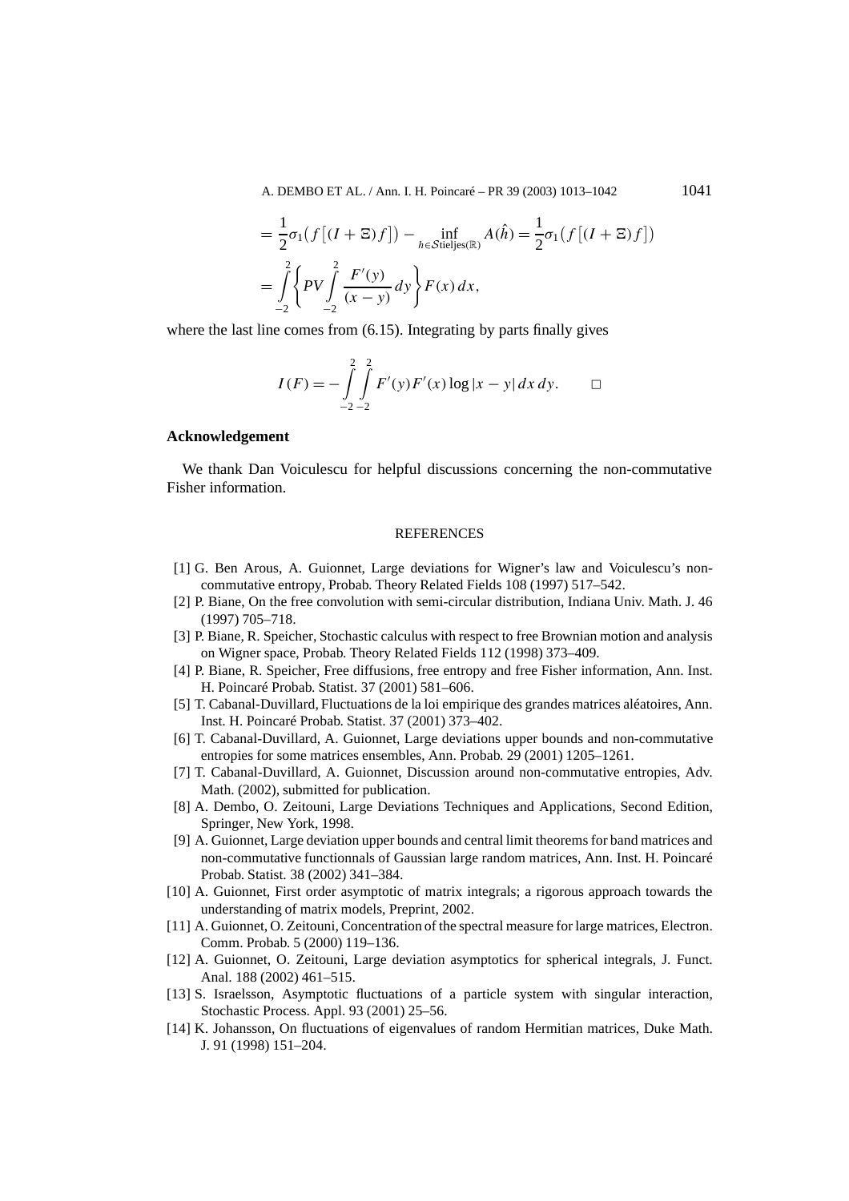$$
= \frac{1}{2}\sigma_1\big(f\big[(I+\Xi)f\big]\big) - \inf_{h\in\mathcal{S}\text{tieljes}(\mathbb{R})} A(\hat{h}) = \frac{1}{2}\sigma_1\big(f\big[(I+\Xi)f\big]\big)
$$

$$
= \int_{-2}^{2}\left\{PV\int_{-2}^{2}\frac{F'(y)}{(x-y)}\,dy\right\}F(x)\,dx,
$$

where the last line comes from (6.15). Integrating by parts finally gives

$$
I(F) = -\int_{-2}^{2}\int_{-2}^{2} F'(y)F'(x)\log|x-y|\,dx\,dy. \qquad \square
$$

## Acknowledgement

We thank Dan Voiculescu for helpful discussions concerning the non-commutative Fisher information.

## REFERENCES

[1] G. Ben Arous, A. Guionnet, Large deviations for Wigner's law and Voiculescu's non-commutative entropy, Probab. Theory Related Fields 108 (1997) 517–542.

[2] P. Biane, On the free convolution with semi-circular distribution, Indiana Univ. Math. J. 46 (1997) 705–718.

[3] P. Biane, R. Speicher, Stochastic calculus with respect to free Brownian motion and analysis on Wigner space, Probab. Theory Related Fields 112 (1998) 373–409.

[4] P. Biane, R. Speicher, Free diffusions, free entropy and free Fisher information, Ann. Inst. H. Poincaré Probab. Statist. 37 (2001) 581–606.

[5] T. Cabanal-Duvillard, Fluctuations de la loi empirique des grandes matrices aléatoires, Ann. Inst. H. Poincaré Probab. Statist. 37 (2001) 373–402.

[6] T. Cabanal-Duvillard, A. Guionnet, Large deviations upper bounds and non-commutative entropies for some matrices ensembles, Ann. Probab. 29 (2001) 1205–1261.

[7] T. Cabanal-Duvillard, A. Guionnet, Discussion around non-commutative entropies, Adv. Math. (2002), submitted for publication.

[8] A. Dembo, O. Zeitouni, Large Deviations Techniques and Applications, Second Edition, Springer, New York, 1998.

[9] A. Guionnet, Large deviation upper bounds and central limit theorems for band matrices and non-commutative functionnals of Gaussian large random matrices, Ann. Inst. H. Poincaré Probab. Statist. 38 (2002) 341–384.

[10] A. Guionnet, First order asymptotic of matrix integrals; a rigorous approach towards the understanding of matrix models, Preprint, 2002.

[11] A. Guionnet, O. Zeitouni, Concentration of the spectral measure for large matrices, Electron. Comm. Probab. 5 (2000) 119–136.

[12] A. Guionnet, O. Zeitouni, Large deviation asymptotics for spherical integrals, J. Funct. Anal. 188 (2002) 461–515.

[13] S. Israelsson, Asymptotic fluctuations of a particle system with singular interaction, Stochastic Process. Appl. 93 (2001) 25–56.

[14] K. Johansson, On fluctuations of eigenvalues of random Hermitian matrices, Duke Math. J. 91 (1998) 151–204.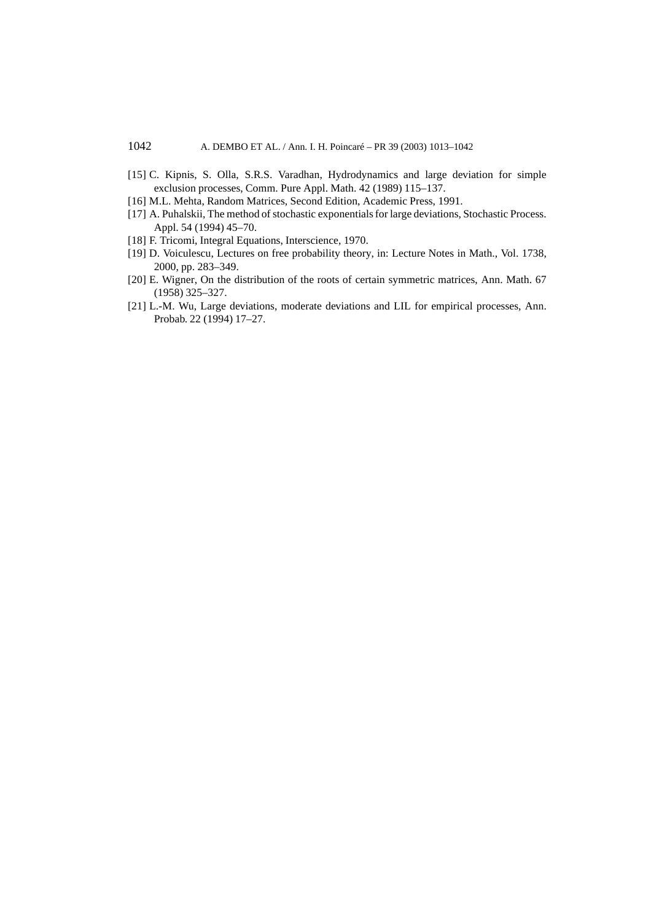[15] C. Kipnis, S. Olla, S.R.S. Varadhan, Hydrodynamics and large deviation for simple exclusion processes, Comm. Pure Appl. Math. 42 (1989) 115–137.

[16] M.L. Mehta, Random Matrices, Second Edition, Academic Press, 1991.

[17] A. Puhalskii, The method of stochastic exponentials for large deviations, Stochastic Process. Appl. 54 (1994) 45–70.

[18] F. Tricomi, Integral Equations, Interscience, 1970.

[19] D. Voiculescu, Lectures on free probability theory, in: Lecture Notes in Math., Vol. 1738, 2000, pp. 283–349.

[20] E. Wigner, On the distribution of the roots of certain symmetric matrices, Ann. Math. 67 (1958) 325–327.

[21] L.-M. Wu, Large deviations, moderate deviations and LIL for empirical processes, Ann. Probab. 22 (1994) 17–27.